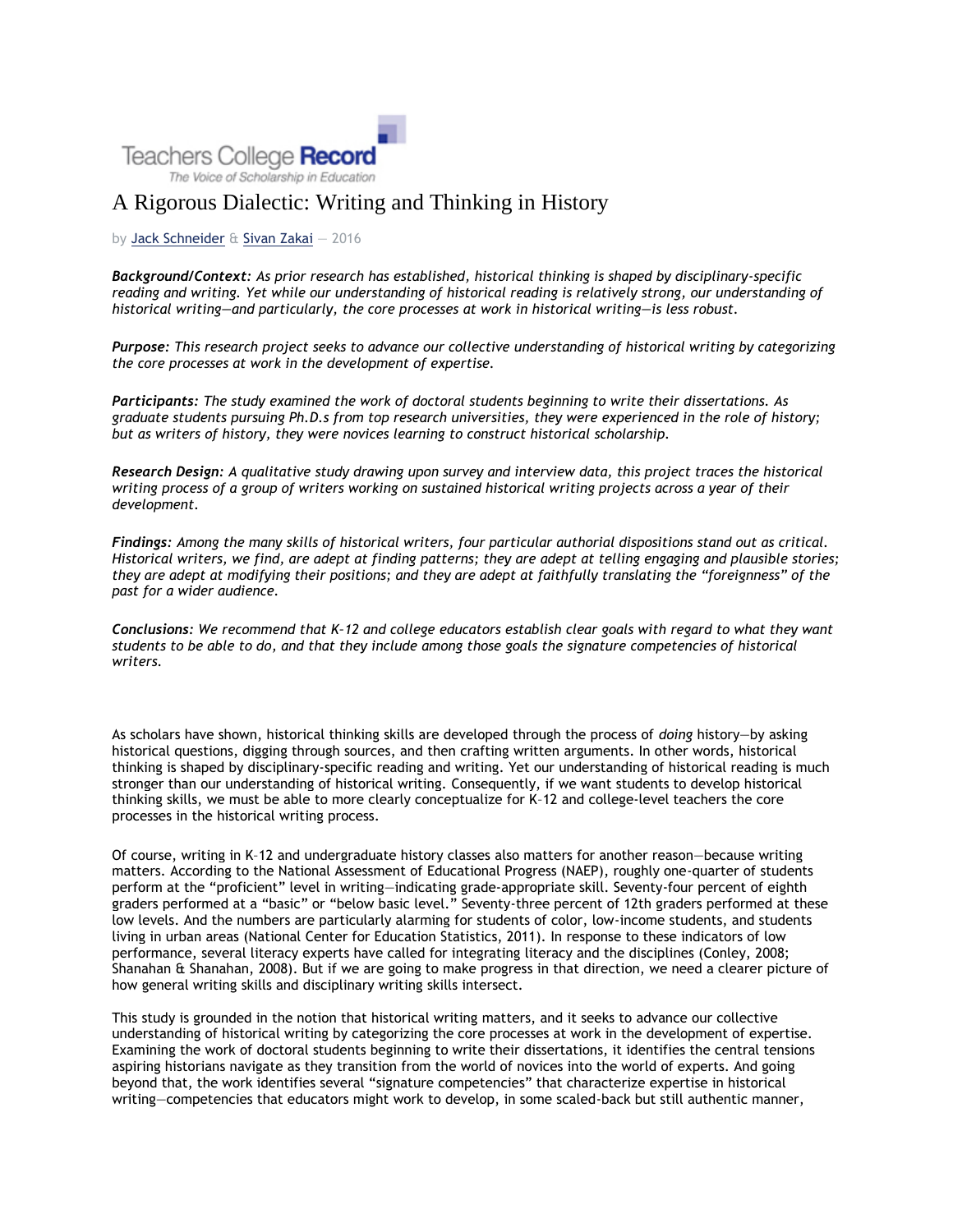Teachers College **Record**
*The Voice of Scholarship in Education*

# A Rigorous Dialectic: Writing and Thinking in History

by Jack Schneider & Sivan Zakai — 2016

***Background/Context:*** *As prior research has established, historical thinking is shaped by disciplinary-specific reading and writing. Yet while our understanding of historical reading is relatively strong, our understanding of historical writing—and particularly, the core processes at work in historical writing—is less robust.*

***Purpose:*** *This research project seeks to advance our collective understanding of historical writing by categorizing the core processes at work in the development of expertise.*

***Participants:*** *The study examined the work of doctoral students beginning to write their dissertations. As graduate students pursuing Ph.D.s from top research universities, they were experienced in the role of history; but as writers of history, they were novices learning to construct historical scholarship.*

***Research Design:*** *A qualitative study drawing upon survey and interview data, this project traces the historical writing process of a group of writers working on sustained historical writing projects across a year of their development.*

***Findings:*** *Among the many skills of historical writers, four particular authorial dispositions stand out as critical. Historical writers, we find, are adept at finding patterns; they are adept at telling engaging and plausible stories; they are adept at modifying their positions; and they are adept at faithfully translating the "foreignness" of the past for a wider audience.*

***Conclusions:*** *We recommend that K–12 and college educators establish clear goals with regard to what they want students to be able to do, and that they include among those goals the signature competencies of historical writers.*

As scholars have shown, historical thinking skills are developed through the process of *doing* history—by asking historical questions, digging through sources, and then crafting written arguments. In other words, historical thinking is shaped by disciplinary-specific reading and writing. Yet our understanding of historical reading is much stronger than our understanding of historical writing. Consequently, if we want students to develop historical thinking skills, we must be able to more clearly conceptualize for K–12 and college-level teachers the core processes in the historical writing process.

Of course, writing in K–12 and undergraduate history classes also matters for another reason—because writing matters. According to the National Assessment of Educational Progress (NAEP), roughly one-quarter of students perform at the "proficient" level in writing—indicating grade-appropriate skill. Seventy-four percent of eighth graders performed at a "basic" or "below basic level." Seventy-three percent of 12th graders performed at these low levels. And the numbers are particularly alarming for students of color, low-income students, and students living in urban areas (National Center for Education Statistics, 2011). In response to these indicators of low performance, several literacy experts have called for integrating literacy and the disciplines (Conley, 2008; Shanahan & Shanahan, 2008). But if we are going to make progress in that direction, we need a clearer picture of how general writing skills and disciplinary writing skills intersect.

This study is grounded in the notion that historical writing matters, and it seeks to advance our collective understanding of historical writing by categorizing the core processes at work in the development of expertise. Examining the work of doctoral students beginning to write their dissertations, it identifies the central tensions aspiring historians navigate as they transition from the world of novices into the world of experts. And going beyond that, the work identifies several "signature competencies" that characterize expertise in historical writing—competencies that educators might work to develop, in some scaled-back but still authentic manner,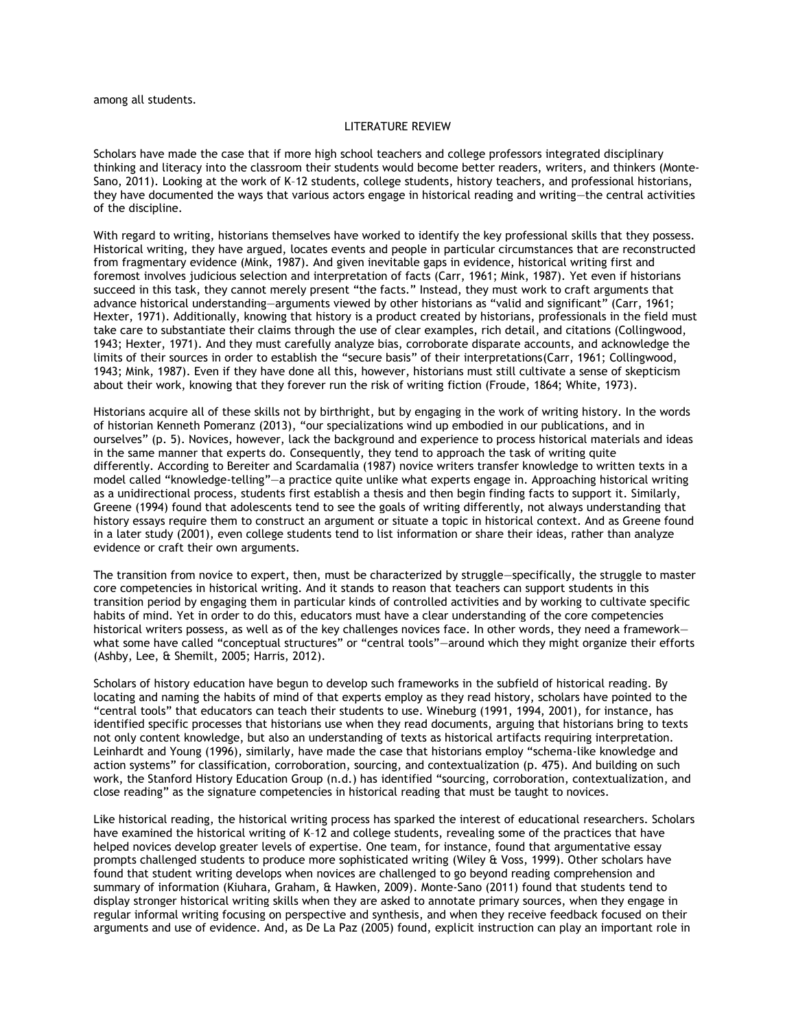among all students.

## LITERATURE REVIEW

Scholars have made the case that if more high school teachers and college professors integrated disciplinary thinking and literacy into the classroom their students would become better readers, writers, and thinkers (Monte-Sano, 2011). Looking at the work of K–12 students, college students, history teachers, and professional historians, they have documented the ways that various actors engage in historical reading and writing—the central activities of the discipline.

With regard to writing, historians themselves have worked to identify the key professional skills that they possess. Historical writing, they have argued, locates events and people in particular circumstances that are reconstructed from fragmentary evidence (Mink, 1987). And given inevitable gaps in evidence, historical writing first and foremost involves judicious selection and interpretation of facts (Carr, 1961; Mink, 1987). Yet even if historians succeed in this task, they cannot merely present "the facts." Instead, they must work to craft arguments that advance historical understanding—arguments viewed by other historians as "valid and significant" (Carr, 1961; Hexter, 1971). Additionally, knowing that history is a product created by historians, professionals in the field must take care to substantiate their claims through the use of clear examples, rich detail, and citations (Collingwood, 1943; Hexter, 1971). And they must carefully analyze bias, corroborate disparate accounts, and acknowledge the limits of their sources in order to establish the "secure basis" of their interpretations(Carr, 1961; Collingwood, 1943; Mink, 1987). Even if they have done all this, however, historians must still cultivate a sense of skepticism about their work, knowing that they forever run the risk of writing fiction (Froude, 1864; White, 1973).

Historians acquire all of these skills not by birthright, but by engaging in the work of writing history. In the words of historian Kenneth Pomeranz (2013), "our specializations wind up embodied in our publications, and in ourselves" (p. 5). Novices, however, lack the background and experience to process historical materials and ideas in the same manner that experts do. Consequently, they tend to approach the task of writing quite differently. According to Bereiter and Scardamalia (1987) novice writers transfer knowledge to written texts in a model called "knowledge-telling"—a practice quite unlike what experts engage in. Approaching historical writing as a unidirectional process, students first establish a thesis and then begin finding facts to support it. Similarly, Greene (1994) found that adolescents tend to see the goals of writing differently, not always understanding that history essays require them to construct an argument or situate a topic in historical context. And as Greene found in a later study (2001), even college students tend to list information or share their ideas, rather than analyze evidence or craft their own arguments.

The transition from novice to expert, then, must be characterized by struggle—specifically, the struggle to master core competencies in historical writing. And it stands to reason that teachers can support students in this transition period by engaging them in particular kinds of controlled activities and by working to cultivate specific habits of mind. Yet in order to do this, educators must have a clear understanding of the core competencies historical writers possess, as well as of the key challenges novices face. In other words, they need a framework—what some have called "conceptual structures" or "central tools"—around which they might organize their efforts (Ashby, Lee, & Shemilt, 2005; Harris, 2012).

Scholars of history education have begun to develop such frameworks in the subfield of historical reading. By locating and naming the habits of mind of that experts employ as they read history, scholars have pointed to the "central tools" that educators can teach their students to use. Wineburg (1991, 1994, 2001), for instance, has identified specific processes that historians use when they read documents, arguing that historians bring to texts not only content knowledge, but also an understanding of texts as historical artifacts requiring interpretation. Leinhardt and Young (1996), similarly, have made the case that historians employ "schema-like knowledge and action systems" for classification, corroboration, sourcing, and contextualization (p. 475). And building on such work, the Stanford History Education Group (n.d.) has identified "sourcing, corroboration, contextualization, and close reading" as the signature competencies in historical reading that must be taught to novices.

Like historical reading, the historical writing process has sparked the interest of educational researchers. Scholars have examined the historical writing of K–12 and college students, revealing some of the practices that have helped novices develop greater levels of expertise. One team, for instance, found that argumentative essay prompts challenged students to produce more sophisticated writing (Wiley & Voss, 1999). Other scholars have found that student writing develops when novices are challenged to go beyond reading comprehension and summary of information (Kiuhara, Graham, & Hawken, 2009). Monte-Sano (2011) found that students tend to display stronger historical writing skills when they are asked to annotate primary sources, when they engage in regular informal writing focusing on perspective and synthesis, and when they receive feedback focused on their arguments and use of evidence. And, as De La Paz (2005) found, explicit instruction can play an important role in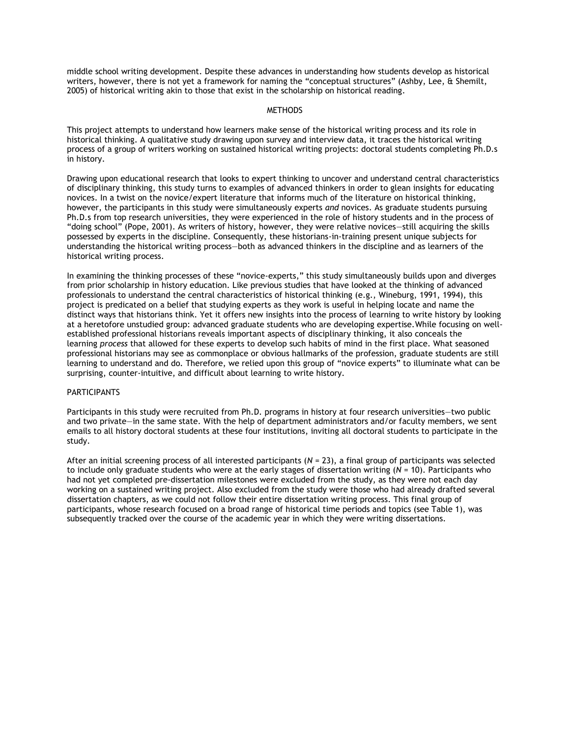middle school writing development. Despite these advances in understanding how students develop as historical writers, however, there is not yet a framework for naming the "conceptual structures" (Ashby, Lee, & Shemilt, 2005) of historical writing akin to those that exist in the scholarship on historical reading.

## METHODS

This project attempts to understand how learners make sense of the historical writing process and its role in historical thinking. A qualitative study drawing upon survey and interview data, it traces the historical writing process of a group of writers working on sustained historical writing projects: doctoral students completing Ph.D.s in history.

Drawing upon educational research that looks to expert thinking to uncover and understand central characteristics of disciplinary thinking, this study turns to examples of advanced thinkers in order to glean insights for educating novices. In a twist on the novice/expert literature that informs much of the literature on historical thinking, however, the participants in this study were simultaneously experts *and* novices. As graduate students pursuing Ph.D.s from top research universities, they were experienced in the role of history students and in the process of "doing school" (Pope, 2001). As writers of history, however, they were relative novices—still acquiring the skills possessed by experts in the discipline. Consequently, these historians-in-training present unique subjects for understanding the historical writing process—both as advanced thinkers in the discipline and as learners of the historical writing process.

In examining the thinking processes of these "novice-experts," this study simultaneously builds upon and diverges from prior scholarship in history education. Like previous studies that have looked at the thinking of advanced professionals to understand the central characteristics of historical thinking (e.g., Wineburg, 1991, 1994), this project is predicated on a belief that studying experts as they work is useful in helping locate and name the distinct ways that historians think. Yet it offers new insights into the process of learning to write history by looking at a heretofore unstudied group: advanced graduate students who are developing expertise. While focusing on well-established professional historians reveals important aspects of disciplinary thinking, it also conceals the learning *process* that allowed for these experts to develop such habits of mind in the first place. What seasoned professional historians may see as commonplace or obvious hallmarks of the profession, graduate students are still learning to understand and do. Therefore, we relied upon this group of "novice experts" to illuminate what can be surprising, counter-intuitive, and difficult about learning to write history.

### PARTICIPANTS

Participants in this study were recruited from Ph.D. programs in history at four research universities—two public and two private—in the same state. With the help of department administrators and/or faculty members, we sent emails to all history doctoral students at these four institutions, inviting all doctoral students to participate in the study.

After an initial screening process of all interested participants ($N = 23$), a final group of participants was selected to include only graduate students who were at the early stages of dissertation writing ($N = 10$). Participants who had not yet completed pre-dissertation milestones were excluded from the study, as they were not each day working on a sustained writing project. Also excluded from the study were those who had already drafted several dissertation chapters, as we could not follow their entire dissertation writing process. This final group of participants, whose research focused on a broad range of historical time periods and topics (see Table 1), was subsequently tracked over the course of the academic year in which they were writing dissertations.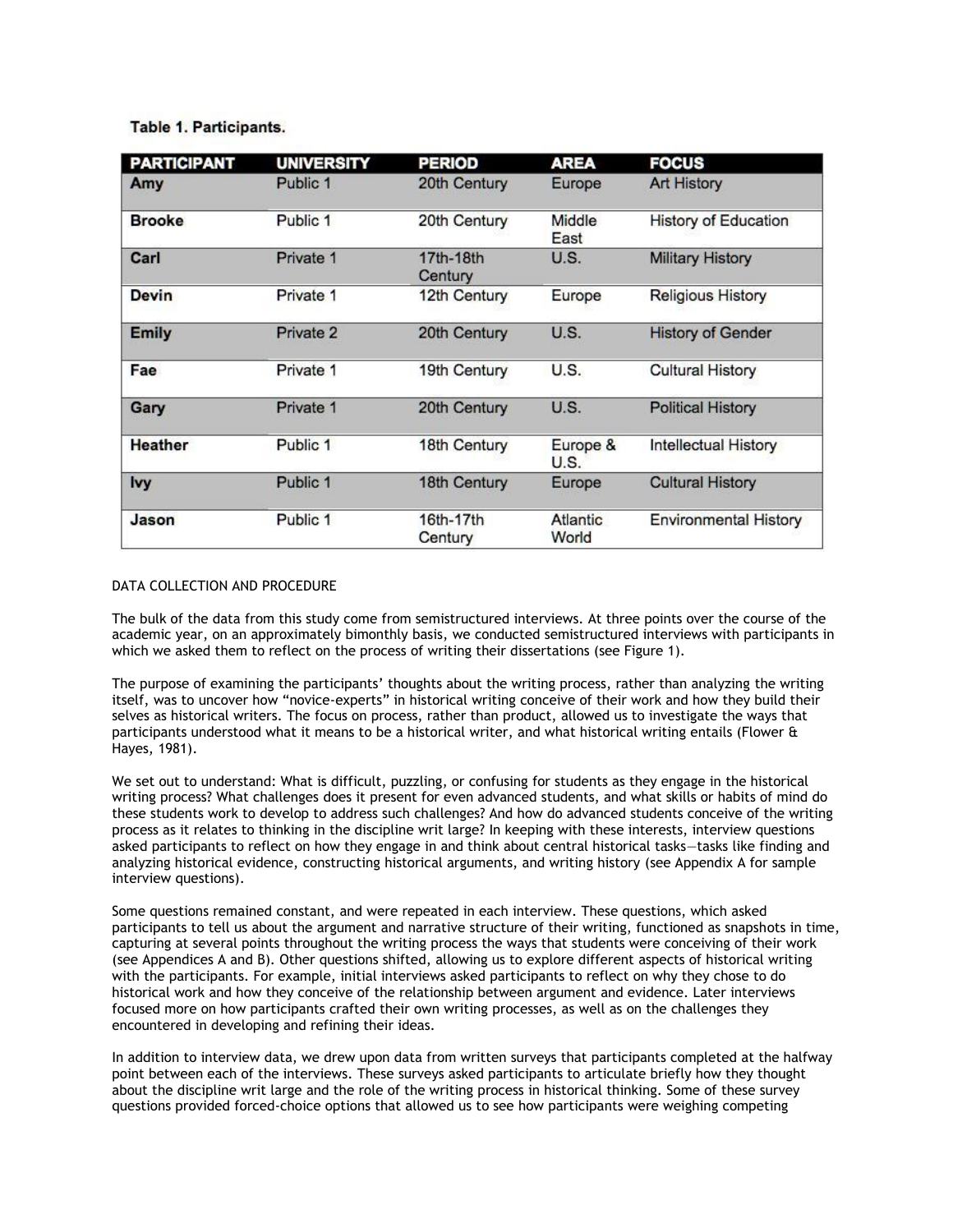**Table 1. Participants.**

| PARTICIPANT | UNIVERSITY | PERIOD | AREA | FOCUS |
|---|---|---|---|---|
| **Amy** | Public 1 | 20th Century | Europe | Art History |
| **Brooke** | Public 1 | 20th Century | Middle East | History of Education |
| **Carl** | Private 1 | 17th-18th Century | U.S. | Military History |
| **Devin** | Private 1 | 12th Century | Europe | Religious History |
| **Emily** | Private 2 | 20th Century | U.S. | History of Gender |
| **Fae** | Private 1 | 19th Century | U.S. | Cultural History |
| **Gary** | Private 1 | 20th Century | U.S. | Political History |
| **Heather** | Public 1 | 18th Century | Europe & U.S. | Intellectual History |
| **Ivy** | Public 1 | 18th Century | Europe | Cultural History |
| **Jason** | Public 1 | 16th-17th Century | Atlantic World | Environmental History |

DATA COLLECTION AND PROCEDURE

The bulk of the data from this study come from semistructured interviews. At three points over the course of the academic year, on an approximately bimonthly basis, we conducted semistructured interviews with participants in which we asked them to reflect on the process of writing their dissertations (see Figure 1).

The purpose of examining the participants' thoughts about the writing process, rather than analyzing the writing itself, was to uncover how "novice-experts" in historical writing conceive of their work and how they build their selves as historical writers. The focus on process, rather than product, allowed us to investigate the ways that participants understood what it means to be a historical writer, and what historical writing entails (Flower & Hayes, 1981).

We set out to understand: What is difficult, puzzling, or confusing for students as they engage in the historical writing process? What challenges does it present for even advanced students, and what skills or habits of mind do these students work to develop to address such challenges? And how do advanced students conceive of the writing process as it relates to thinking in the discipline writ large? In keeping with these interests, interview questions asked participants to reflect on how they engage in and think about central historical tasks—tasks like finding and analyzing historical evidence, constructing historical arguments, and writing history (see Appendix A for sample interview questions).

Some questions remained constant, and were repeated in each interview. These questions, which asked participants to tell us about the argument and narrative structure of their writing, functioned as snapshots in time, capturing at several points throughout the writing process the ways that students were conceiving of their work (see Appendices A and B). Other questions shifted, allowing us to explore different aspects of historical writing with the participants. For example, initial interviews asked participants to reflect on why they chose to do historical work and how they conceive of the relationship between argument and evidence. Later interviews focused more on how participants crafted their own writing processes, as well as on the challenges they encountered in developing and refining their ideas.

In addition to interview data, we drew upon data from written surveys that participants completed at the halfway point between each of the interviews. These surveys asked participants to articulate briefly how they thought about the discipline writ large and the role of the writing process in historical thinking. Some of these survey questions provided forced-choice options that allowed us to see how participants were weighing competing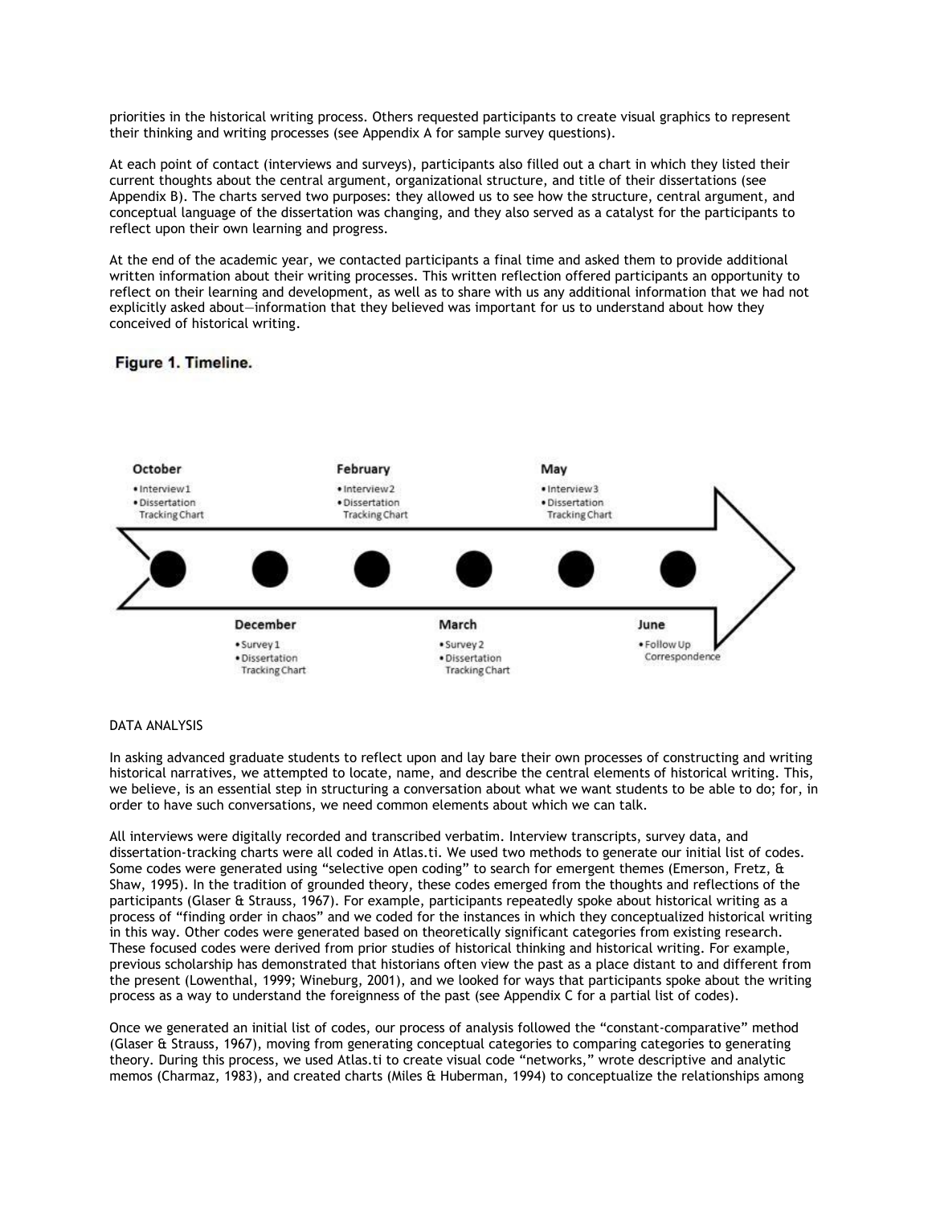priorities in the historical writing process. Others requested participants to create visual graphics to represent their thinking and writing processes (see Appendix A for sample survey questions).

At each point of contact (interviews and surveys), participants also filled out a chart in which they listed their current thoughts about the central argument, organizational structure, and title of their dissertations (see Appendix B). The charts served two purposes: they allowed us to see how the structure, central argument, and conceptual language of the dissertation was changing, and they also served as a catalyst for the participants to reflect upon their own learning and progress.

At the end of the academic year, we contacted participants a final time and asked them to provide additional written information about their writing processes. This written reflection offered participants an opportunity to reflect on their learning and development, as well as to share with us any additional information that we had not explicitly asked about—information that they believed was important for us to understand about how they conceived of historical writing.

**Figure 1. Timeline.**

**October**
- Interview 1
- Dissertation Tracking Chart

**December**
- Survey 1
- Dissertation Tracking Chart

**February**
- Interview 2
- Dissertation Tracking Chart

**March**
- Survey 2
- Dissertation Tracking Chart

**May**
- Interview 3
- Dissertation Tracking Chart

**June**
- Follow Up Correspondence

DATA ANALYSIS

In asking advanced graduate students to reflect upon and lay bare their own processes of constructing and writing historical narratives, we attempted to locate, name, and describe the central elements of historical writing. This, we believe, is an essential step in structuring a conversation about what we want students to be able to do; for, in order to have such conversations, we need common elements about which we can talk.

All interviews were digitally recorded and transcribed verbatim. Interview transcripts, survey data, and dissertation-tracking charts were all coded in Atlas.ti. We used two methods to generate our initial list of codes. Some codes were generated using "selective open coding" to search for emergent themes (Emerson, Fretz, & Shaw, 1995). In the tradition of grounded theory, these codes emerged from the thoughts and reflections of the participants (Glaser & Strauss, 1967). For example, participants repeatedly spoke about historical writing as a process of "finding order in chaos" and we coded for the instances in which they conceptualized historical writing in this way. Other codes were generated based on theoretically significant categories from existing research. These focused codes were derived from prior studies of historical thinking and historical writing. For example, previous scholarship has demonstrated that historians often view the past as a place distant to and different from the present (Lowenthal, 1999; Wineburg, 2001), and we looked for ways that participants spoke about the writing process as a way to understand the foreignness of the past (see Appendix C for a partial list of codes).

Once we generated an initial list of codes, our process of analysis followed the "constant-comparative" method (Glaser & Strauss, 1967), moving from generating conceptual categories to comparing categories to generating theory. During this process, we used Atlas.ti to create visual code "networks," wrote descriptive and analytic memos (Charmaz, 1983), and created charts (Miles & Huberman, 1994) to conceptualize the relationships among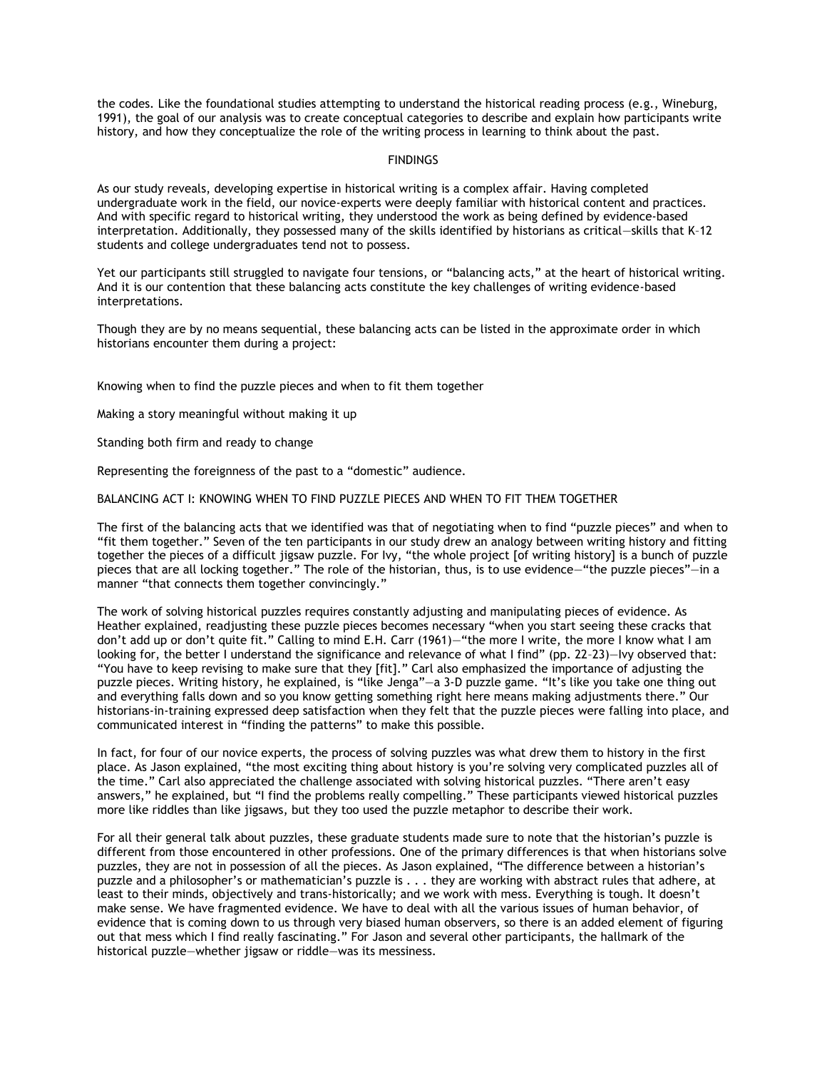the codes. Like the foundational studies attempting to understand the historical reading process (e.g., Wineburg, 1991), the goal of our analysis was to create conceptual categories to describe and explain how participants write history, and how they conceptualize the role of the writing process in learning to think about the past.

## FINDINGS

As our study reveals, developing expertise in historical writing is a complex affair. Having completed undergraduate work in the field, our novice-experts were deeply familiar with historical content and practices. And with specific regard to historical writing, they understood the work as being defined by evidence-based interpretation. Additionally, they possessed many of the skills identified by historians as critical—skills that K–12 students and college undergraduates tend not to possess.

Yet our participants still struggled to navigate four tensions, or "balancing acts," at the heart of historical writing. And it is our contention that these balancing acts constitute the key challenges of writing evidence-based interpretations.

Though they are by no means sequential, these balancing acts can be listed in the approximate order in which historians encounter them during a project:

Knowing when to find the puzzle pieces and when to fit them together

Making a story meaningful without making it up

Standing both firm and ready to change

Representing the foreignness of the past to a "domestic" audience.

### BALANCING ACT I: KNOWING WHEN TO FIND PUZZLE PIECES AND WHEN TO FIT THEM TOGETHER

The first of the balancing acts that we identified was that of negotiating when to find "puzzle pieces" and when to "fit them together." Seven of the ten participants in our study drew an analogy between writing history and fitting together the pieces of a difficult jigsaw puzzle. For Ivy, "the whole project [of writing history] is a bunch of puzzle pieces that are all locking together." The role of the historian, thus, is to use evidence—"the puzzle pieces"—in a manner "that connects them together convincingly."

The work of solving historical puzzles requires constantly adjusting and manipulating pieces of evidence. As Heather explained, readjusting these puzzle pieces becomes necessary "when you start seeing these cracks that don't add up or don't quite fit." Calling to mind E.H. Carr (1961)—"the more I write, the more I know what I am looking for, the better I understand the significance and relevance of what I find" (pp. 22–23)—Ivy observed that: "You have to keep revising to make sure that they [fit]." Carl also emphasized the importance of adjusting the puzzle pieces. Writing history, he explained, is "like Jenga"—a 3-D puzzle game. "It's like you take one thing out and everything falls down and so you know getting something right here means making adjustments there." Our historians-in-training expressed deep satisfaction when they felt that the puzzle pieces were falling into place, and communicated interest in "finding the patterns" to make this possible.

In fact, for four of our novice experts, the process of solving puzzles was what drew them to history in the first place. As Jason explained, "the most exciting thing about history is you're solving very complicated puzzles all of the time." Carl also appreciated the challenge associated with solving historical puzzles. "There aren't easy answers," he explained, but "I find the problems really compelling." These participants viewed historical puzzles more like riddles than like jigsaws, but they too used the puzzle metaphor to describe their work.

For all their general talk about puzzles, these graduate students made sure to note that the historian's puzzle is different from those encountered in other professions. One of the primary differences is that when historians solve puzzles, they are not in possession of all the pieces. As Jason explained, "The difference between a historian's puzzle and a philosopher's or mathematician's puzzle is . . . they are working with abstract rules that adhere, at least to their minds, objectively and trans-historically; and we work with mess. Everything is tough. It doesn't make sense. We have fragmented evidence. We have to deal with all the various issues of human behavior, of evidence that is coming down to us through very biased human observers, so there is an added element of figuring out that mess which I find really fascinating." For Jason and several other participants, the hallmark of the historical puzzle—whether jigsaw or riddle—was its messiness.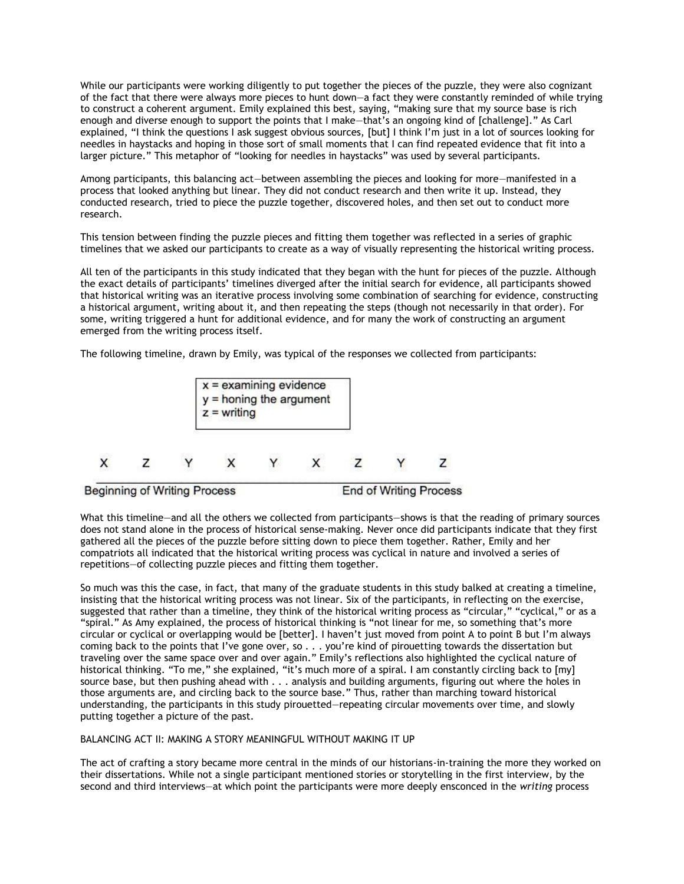While our participants were working diligently to put together the pieces of the puzzle, they were also cognizant of the fact that there were always more pieces to hunt down—a fact they were constantly reminded of while trying to construct a coherent argument. Emily explained this best, saying, "making sure that my source base is rich enough and diverse enough to support the points that I make—that's an ongoing kind of [challenge]." As Carl explained, "I think the questions I ask suggest obvious sources, [but] I think I'm just in a lot of sources looking for needles in haystacks and hoping in those sort of small moments that I can find repeated evidence that fit into a larger picture." This metaphor of "looking for needles in haystacks" was used by several participants.

Among participants, this balancing act—between assembling the pieces and looking for more—manifested in a process that looked anything but linear. They did not conduct research and then write it up. Instead, they conducted research, tried to piece the puzzle together, discovered holes, and then set out to conduct more research.

This tension between finding the puzzle pieces and fitting them together was reflected in a series of graphic timelines that we asked our participants to create as a way of visually representing the historical writing process.

All ten of the participants in this study indicated that they began with the hunt for pieces of the puzzle. Although the exact details of participants' timelines diverged after the initial search for evidence, all participants showed that historical writing was an iterative process involving some combination of searching for evidence, constructing a historical argument, writing about it, and then repeating the steps (though not necessarily in that order). For some, writing triggered a hunt for additional evidence, and for many the work of constructing an argument emerged from the writing process itself.

The following timeline, drawn by Emily, was typical of the responses we collected from participants:

x = examining evidence
y = honing the argument
z = writing

X Z Y X Y X Z Y Z

Beginning of Writing Process — End of Writing Process

What this timeline—and all the others we collected from participants—shows is that the reading of primary sources does not stand alone in the process of historical sense-making. Never once did participants indicate that they first gathered all the pieces of the puzzle before sitting down to piece them together. Rather, Emily and her compatriots all indicated that the historical writing process was cyclical in nature and involved a series of repetitions—of collecting puzzle pieces and fitting them together.

So much was this the case, in fact, that many of the graduate students in this study balked at creating a timeline, insisting that the historical writing process was not linear. Six of the participants, in reflecting on the exercise, suggested that rather than a timeline, they think of the historical writing process as "circular," "cyclical," or as a "spiral." As Amy explained, the process of historical thinking is "not linear for me, so something that's more circular or cyclical or overlapping would be [better]. I haven't just moved from point A to point B but I'm always coming back to the points that I've gone over, so . . . you're kind of pirouetting towards the dissertation but traveling over the same space over and over again." Emily's reflections also highlighted the cyclical nature of historical thinking. "To me," she explained, "it's much more of a spiral. I am constantly circling back to [my] source base, but then pushing ahead with . . . analysis and building arguments, figuring out where the holes in those arguments are, and circling back to the source base." Thus, rather than marching toward historical understanding, the participants in this study pirouetted—repeating circular movements over time, and slowly putting together a picture of the past.

## BALANCING ACT II: MAKING A STORY MEANINGFUL WITHOUT MAKING IT UP

The act of crafting a story became more central in the minds of our historians-in-training the more they worked on their dissertations. While not a single participant mentioned stories or storytelling in the first interview, by the second and third interviews—at which point the participants were more deeply ensconced in the *writing* process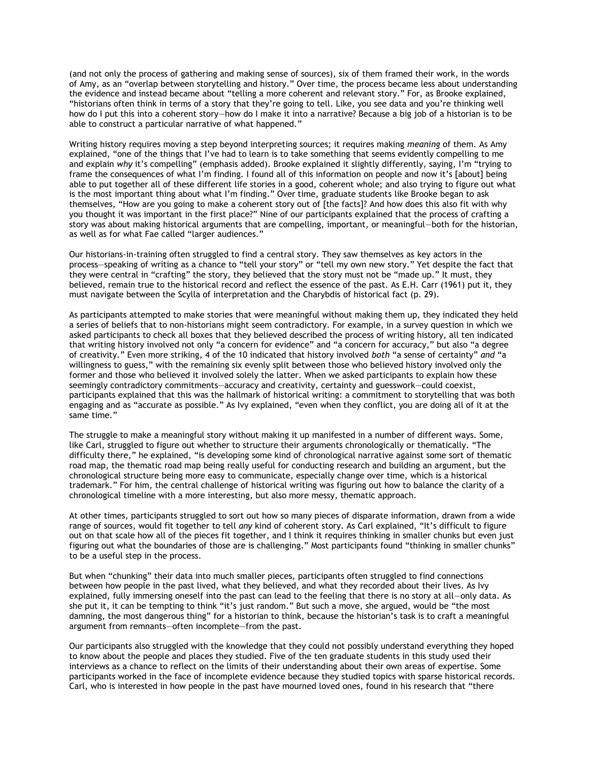(and not only the process of gathering and making sense of sources), six of them framed their work, in the words of Amy, as an "overlap between storytelling and history." Over time, the process became less about understanding the evidence and instead became about "telling a more coherent and relevant story." For, as Brooke explained, "historians often think in terms of a story that they're going to tell. Like, you see data and you're thinking well how do I put this into a coherent story—how do I make it into a narrative? Because a big job of a historian is to be able to construct a particular narrative of what happened."

Writing history requires moving a step beyond interpreting sources; it requires making *meaning* of them. As Amy explained, "one of the things that I've had to learn is to take something that seems evidently compelling to me and explain *why* it's compelling" (emphasis added). Brooke explained it slightly differently, saying, I'm "trying to frame the consequences of what I'm finding. I found all of this information on people and now it's [about] being able to put together all of these different life stories in a good, coherent whole; and also trying to figure out what is the most important thing about what I'm finding." Over time, graduate students like Brooke began to ask themselves, "How are you going to make a coherent story out of [the facts]? And how does this also fit with why you thought it was important in the first place?" Nine of our participants explained that the process of crafting a story was about making historical arguments that are compelling, important, or meaningful—both for the historian, as well as for what Fae called "larger audiences."

Our historians-in-training often struggled to find a central story. They saw themselves as key actors in the process—speaking of writing as a chance to "tell your story" or "tell my own new story." Yet despite the fact that they were central in "crafting" the story, they believed that the story must not be "made up." It must, they believed, remain true to the historical record and reflect the essence of the past. As E.H. Carr (1961) put it, they must navigate between the Scylla of interpretation and the Charybdis of historical fact (p. 29).

As participants attempted to make stories that were meaningful without making them up, they indicated they held a series of beliefs that to non-historians might seem contradictory. For example, in a survey question in which we asked participants to check all boxes that they believed described the process of writing history, all ten indicated that writing history involved not only "a concern for evidence" and "a concern for accuracy," but also "a degree of creativity." Even more striking, 4 of the 10 indicated that history involved *both* "a sense of certainty" *and* "a willingness to guess," with the remaining six evenly split between those who believed history involved only the former and those who believed it involved solely the latter. When we asked participants to explain how these seemingly contradictory commitments—accuracy and creativity, certainty and guesswork—could coexist, participants explained that this was the hallmark of historical writing: a commitment to storytelling that was both engaging and as "accurate as possible." As Ivy explained, "even when they conflict, you are doing all of it at the same time."

The struggle to make a meaningful story without making it up manifested in a number of different ways. Some, like Carl, struggled to figure out whether to structure their arguments chronologically or thematically. "The difficulty there," he explained, "is developing some kind of chronological narrative against some sort of thematic road map, the thematic road map being really useful for conducting research and building an argument, but the chronological structure being more easy to communicate, especially change over time, which is a historical trademark." For him, the central challenge of historical writing was figuring out how to balance the clarity of a chronological timeline with a more interesting, but also more messy, thematic approach.

At other times, participants struggled to sort out how so many pieces of disparate information, drawn from a wide range of sources, would fit together to tell *any* kind of coherent story. As Carl explained, "It's difficult to figure out on that scale how all of the pieces fit together, and I think it requires thinking in smaller chunks but even just figuring out what the boundaries of those are is challenging." Most participants found "thinking in smaller chunks" to be a useful step in the process.

But when "chunking" their data into much smaller pieces, participants often struggled to find connections between how people in the past lived, what they believed, and what they recorded about their lives. As Ivy explained, fully immersing oneself into the past can lead to the feeling that there is no story at all—only data. As she put it, it can be tempting to think "it's just random." But such a move, she argued, would be "the most damning, the most dangerous thing" for a historian to think, because the historian's task is to craft a meaningful argument from remnants—often incomplete—from the past.

Our participants also struggled with the knowledge that they could not possibly understand everything they hoped to know about the people and places they studied. Five of the ten graduate students in this study used their interviews as a chance to reflect on the limits of their understanding about their own areas of expertise. Some participants worked in the face of incomplete evidence because they studied topics with sparse historical records. Carl, who is interested in how people in the past have mourned loved ones, found in his research that "there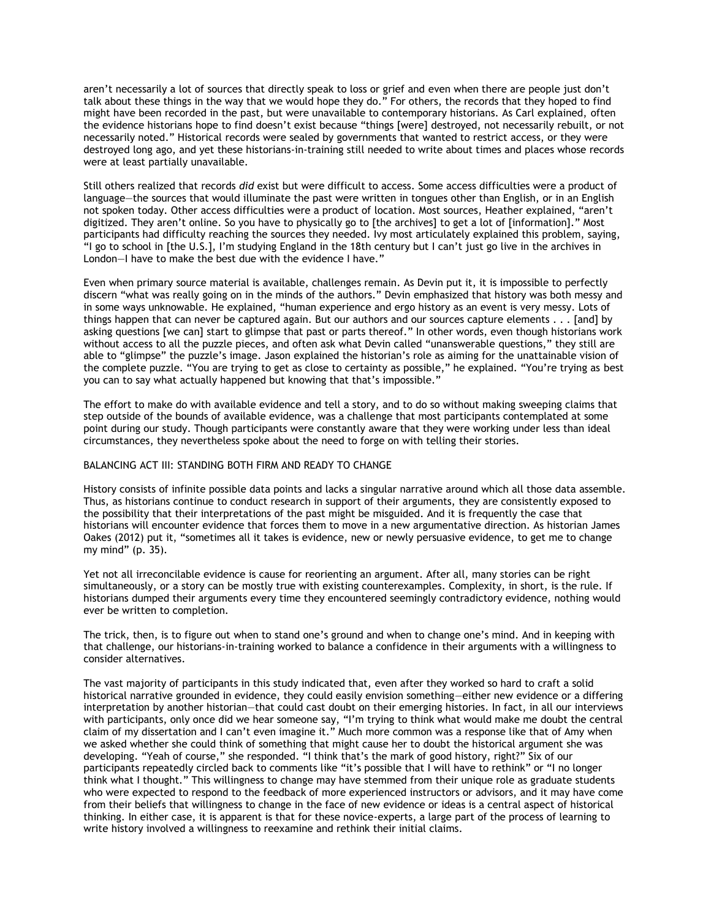aren't necessarily a lot of sources that directly speak to loss or grief and even when there are people just don't talk about these things in the way that we would hope they do." For others, the records that they hoped to find might have been recorded in the past, but were unavailable to contemporary historians. As Carl explained, often the evidence historians hope to find doesn't exist because "things [were] destroyed, not necessarily rebuilt, or not necessarily noted." Historical records were sealed by governments that wanted to restrict access, or they were destroyed long ago, and yet these historians-in-training still needed to write about times and places whose records were at least partially unavailable.

Still others realized that records *did* exist but were difficult to access. Some access difficulties were a product of language—the sources that would illuminate the past were written in tongues other than English, or in an English not spoken today. Other access difficulties were a product of location. Most sources, Heather explained, "aren't digitized. They aren't online. So you have to physically go to [the archives] to get a lot of [information]." Most participants had difficulty reaching the sources they needed. Ivy most articulately explained this problem, saying, "I go to school in [the U.S.], I'm studying England in the 18th century but I can't just go live in the archives in London—I have to make the best due with the evidence I have."

Even when primary source material is available, challenges remain. As Devin put it, it is impossible to perfectly discern "what was really going on in the minds of the authors." Devin emphasized that history was both messy and in some ways unknowable. He explained, "human experience and ergo history as an event is very messy. Lots of things happen that can never be captured again. But our authors and our sources capture elements . . . [and] by asking questions [we can] start to glimpse that past or parts thereof." In other words, even though historians work without access to all the puzzle pieces, and often ask what Devin called "unanswerable questions," they still are able to "glimpse" the puzzle's image. Jason explained the historian's role as aiming for the unattainable vision of the complete puzzle. "You are trying to get as close to certainty as possible," he explained. "You're trying as best you can to say what actually happened but knowing that that's impossible."

The effort to make do with available evidence and tell a story, and to do so without making sweeping claims that step outside of the bounds of available evidence, was a challenge that most participants contemplated at some point during our study. Though participants were constantly aware that they were working under less than ideal circumstances, they nevertheless spoke about the need to forge on with telling their stories.

## BALANCING ACT III: STANDING BOTH FIRM AND READY TO CHANGE

History consists of infinite possible data points and lacks a singular narrative around which all those data assemble. Thus, as historians continue to conduct research in support of their arguments, they are consistently exposed to the possibility that their interpretations of the past might be misguided. And it is frequently the case that historians will encounter evidence that forces them to move in a new argumentative direction. As historian James Oakes (2012) put it, "sometimes all it takes is evidence, new or newly persuasive evidence, to get me to change my mind" (p. 35).

Yet not all irreconcilable evidence is cause for reorienting an argument. After all, many stories can be right simultaneously, or a story can be mostly true with existing counterexamples. Complexity, in short, is the rule. If historians dumped their arguments every time they encountered seemingly contradictory evidence, nothing would ever be written to completion.

The trick, then, is to figure out when to stand one's ground and when to change one's mind. And in keeping with that challenge, our historians-in-training worked to balance a confidence in their arguments with a willingness to consider alternatives.

The vast majority of participants in this study indicated that, even after they worked so hard to craft a solid historical narrative grounded in evidence, they could easily envision something—either new evidence or a differing interpretation by another historian—that could cast doubt on their emerging histories. In fact, in all our interviews with participants, only once did we hear someone say, "I'm trying to think what would make me doubt the central claim of my dissertation and I can't even imagine it." Much more common was a response like that of Amy when we asked whether she could think of something that might cause her to doubt the historical argument she was developing. "Yeah of course," she responded. "I think that's the mark of good history, right?" Six of our participants repeatedly circled back to comments like "it's possible that I will have to rethink" or "I no longer think what I thought." This willingness to change may have stemmed from their unique role as graduate students who were expected to respond to the feedback of more experienced instructors or advisors, and it may have come from their beliefs that willingness to change in the face of new evidence or ideas is a central aspect of historical thinking. In either case, it is apparent is that for these novice-experts, a large part of the process of learning to write history involved a willingness to reexamine and rethink their initial claims.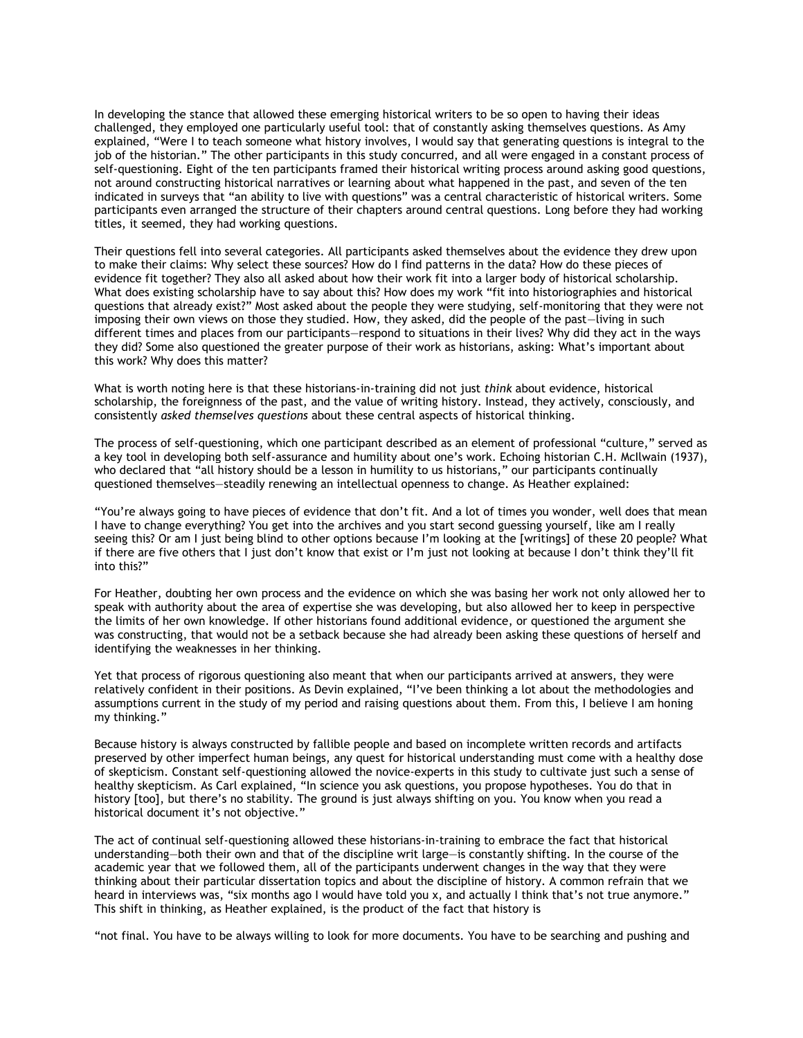In developing the stance that allowed these emerging historical writers to be so open to having their ideas challenged, they employed one particularly useful tool: that of constantly asking themselves questions. As Amy explained, "Were I to teach someone what history involves, I would say that generating questions is integral to the job of the historian." The other participants in this study concurred, and all were engaged in a constant process of self-questioning. Eight of the ten participants framed their historical writing process around asking good questions, not around constructing historical narratives or learning about what happened in the past, and seven of the ten indicated in surveys that "an ability to live with questions" was a central characteristic of historical writers. Some participants even arranged the structure of their chapters around central questions. Long before they had working titles, it seemed, they had working questions.

Their questions fell into several categories. All participants asked themselves about the evidence they drew upon to make their claims: Why select these sources? How do I find patterns in the data? How do these pieces of evidence fit together? They also all asked about how their work fit into a larger body of historical scholarship. What does existing scholarship have to say about this? How does my work "fit into historiographies and historical questions that already exist?" Most asked about the people they were studying, self-monitoring that they were not imposing their own views on those they studied. How, they asked, did the people of the past—living in such different times and places from our participants—respond to situations in their lives? Why did they act in the ways they did? Some also questioned the greater purpose of their work as historians, asking: What's important about this work? Why does this matter?

What is worth noting here is that these historians-in-training did not just *think* about evidence, historical scholarship, the foreignness of the past, and the value of writing history. Instead, they actively, consciously, and consistently *asked themselves questions* about these central aspects of historical thinking.

The process of self-questioning, which one participant described as an element of professional "culture," served as a key tool in developing both self-assurance and humility about one's work. Echoing historian C.H. McIlwain (1937), who declared that "all history should be a lesson in humility to us historians," our participants continually questioned themselves—steadily renewing an intellectual openness to change. As Heather explained:

"You're always going to have pieces of evidence that don't fit. And a lot of times you wonder, well does that mean I have to change everything? You get into the archives and you start second guessing yourself, like am I really seeing this? Or am I just being blind to other options because I'm looking at the [writings] of these 20 people? What if there are five others that I just don't know that exist or I'm just not looking at because I don't think they'll fit into this?"

For Heather, doubting her own process and the evidence on which she was basing her work not only allowed her to speak with authority about the area of expertise she was developing, but also allowed her to keep in perspective the limits of her own knowledge. If other historians found additional evidence, or questioned the argument she was constructing, that would not be a setback because she had already been asking these questions of herself and identifying the weaknesses in her thinking.

Yet that process of rigorous questioning also meant that when our participants arrived at answers, they were relatively confident in their positions. As Devin explained, "I've been thinking a lot about the methodologies and assumptions current in the study of my period and raising questions about them. From this, I believe I am honing my thinking."

Because history is always constructed by fallible people and based on incomplete written records and artifacts preserved by other imperfect human beings, any quest for historical understanding must come with a healthy dose of skepticism. Constant self-questioning allowed the novice-experts in this study to cultivate just such a sense of healthy skepticism. As Carl explained, "In science you ask questions, you propose hypotheses. You do that in history [too], but there's no stability. The ground is just always shifting on you. You know when you read a historical document it's not objective."

The act of continual self-questioning allowed these historians-in-training to embrace the fact that historical understanding—both their own and that of the discipline writ large—is constantly shifting. In the course of the academic year that we followed them, all of the participants underwent changes in the way that they were thinking about their particular dissertation topics and about the discipline of history. A common refrain that we heard in interviews was, "six months ago I would have told you x, and actually I think that's not true anymore." This shift in thinking, as Heather explained, is the product of the fact that history is

"not final. You have to be always willing to look for more documents. You have to be searching and pushing and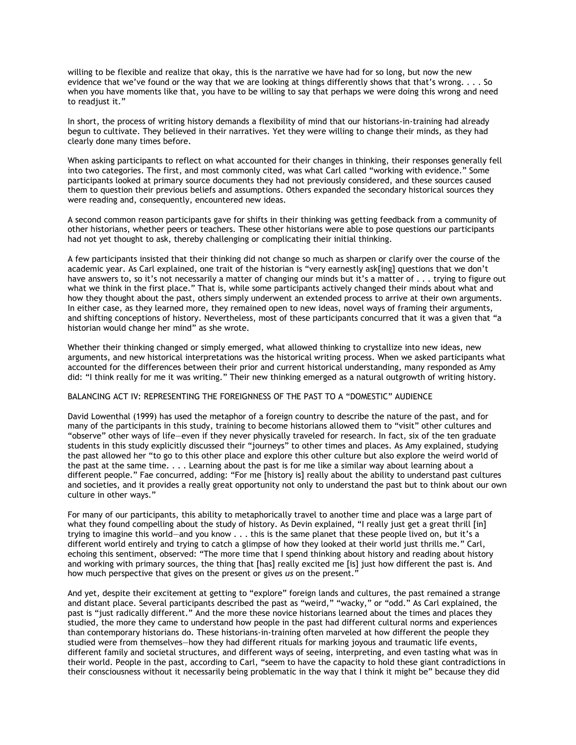willing to be flexible and realize that okay, this is the narrative we have had for so long, but now the new evidence that we've found or the way that we are looking at things differently shows that that's wrong. . . . So when you have moments like that, you have to be willing to say that perhaps we were doing this wrong and need to readjust it."

In short, the process of writing history demands a flexibility of mind that our historians-in-training had already begun to cultivate. They believed in their narratives. Yet they were willing to change their minds, as they had clearly done many times before.

When asking participants to reflect on what accounted for their changes in thinking, their responses generally fell into two categories. The first, and most commonly cited, was what Carl called "working with evidence." Some participants looked at primary source documents they had not previously considered, and these sources caused them to question their previous beliefs and assumptions. Others expanded the secondary historical sources they were reading and, consequently, encountered new ideas.

A second common reason participants gave for shifts in their thinking was getting feedback from a community of other historians, whether peers or teachers. These other historians were able to pose questions our participants had not yet thought to ask, thereby challenging or complicating their initial thinking.

A few participants insisted that their thinking did not change so much as sharpen or clarify over the course of the academic year. As Carl explained, one trait of the historian is "very earnestly ask[ing] questions that we don't have answers to, so it's not necessarily a matter of changing our minds but it's a matter of . . . trying to figure out what we think in the first place." That is, while some participants actively changed their minds about what and how they thought about the past, others simply underwent an extended process to arrive at their own arguments. In either case, as they learned more, they remained open to new ideas, novel ways of framing their arguments, and shifting conceptions of history. Nevertheless, most of these participants concurred that it was a given that "a historian would change her mind" as she wrote.

Whether their thinking changed or simply emerged, what allowed thinking to crystallize into new ideas, new arguments, and new historical interpretations was the historical writing process. When we asked participants what accounted for the differences between their prior and current historical understanding, many responded as Amy did: "I think really for me it was writing." Their new thinking emerged as a natural outgrowth of writing history.

## BALANCING ACT IV: REPRESENTING THE FOREIGNNESS OF THE PAST TO A "DOMESTIC" AUDIENCE

David Lowenthal (1999) has used the metaphor of a foreign country to describe the nature of the past, and for many of the participants in this study, training to become historians allowed them to "visit" other cultures and "observe" other ways of life—even if they never physically traveled for research. In fact, six of the ten graduate students in this study explicitly discussed their "journeys" to other times and places. As Amy explained, studying the past allowed her "to go to this other place and explore this other culture but also explore the weird world of the past at the same time. . . . Learning about the past is for me like a similar way about learning about a different people." Fae concurred, adding: "For me [history is] really about the ability to understand past cultures and societies, and it provides a really great opportunity not only to understand the past but to think about our own culture in other ways."

For many of our participants, this ability to metaphorically travel to another time and place was a large part of what they found compelling about the study of history. As Devin explained, "I really just get a great thrill [in] trying to imagine this world—and you know . . . this is the same planet that these people lived on, but it's a different world entirely and trying to catch a glimpse of how they looked at their world just thrills me." Carl, echoing this sentiment, observed: "The more time that I spend thinking about history and reading about history and working with primary sources, the thing that [has] really excited me [is] just how different the past is. And how much perspective that gives on the present or gives *us* on the present."

And yet, despite their excitement at getting to "explore" foreign lands and cultures, the past remained a strange and distant place. Several participants described the past as "weird," "wacky," or "odd." As Carl explained, the past is "just radically different." And the more these novice historians learned about the times and places they studied, the more they came to understand how people in the past had different cultural norms and experiences than contemporary historians do. These historians-in-training often marveled at how different the people they studied were from themselves—how they had different rituals for marking joyous and traumatic life events, different family and societal structures, and different ways of seeing, interpreting, and even tasting what was in their world. People in the past, according to Carl, "seem to have the capacity to hold these giant contradictions in their consciousness without it necessarily being problematic in the way that I think it might be" because they did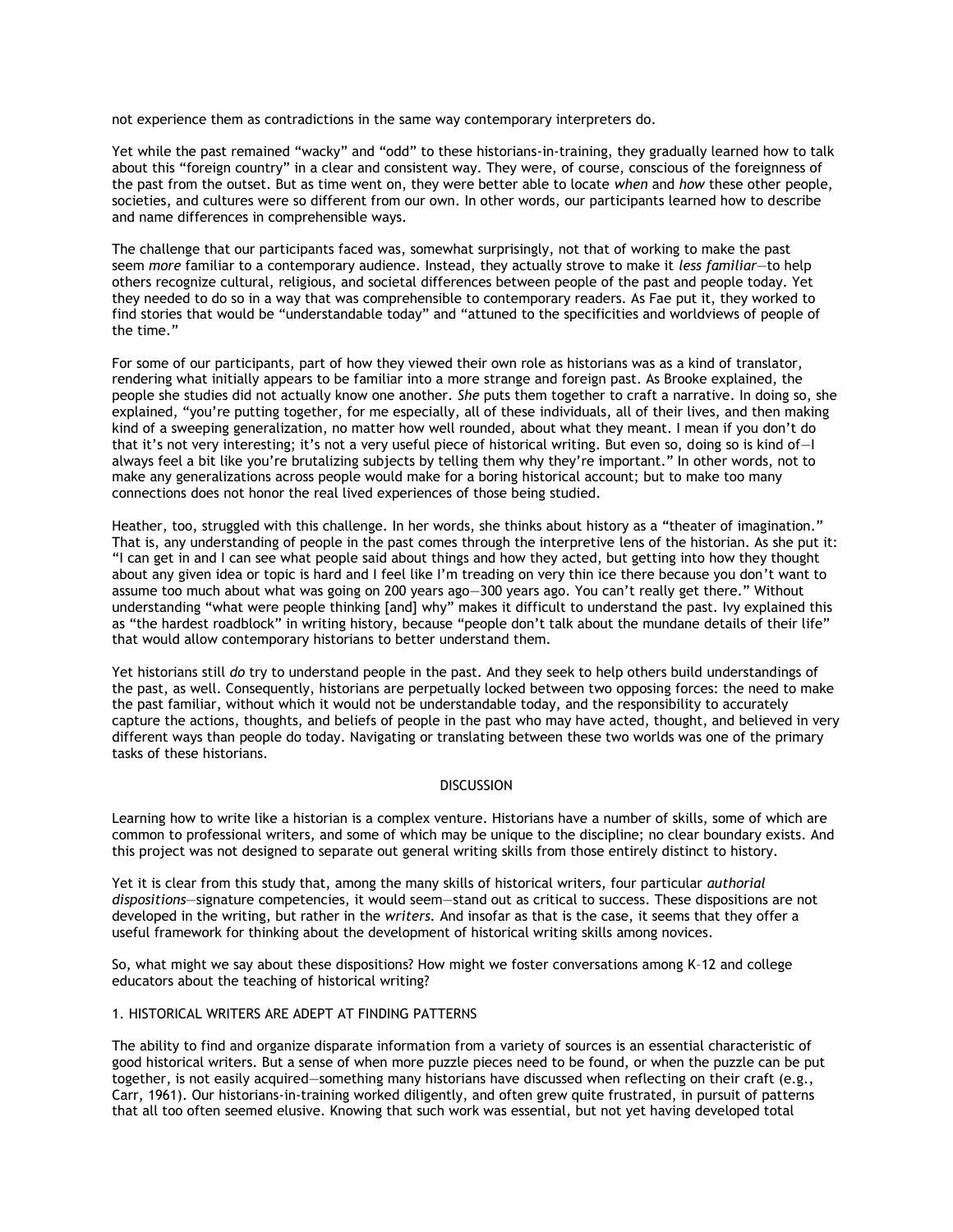not experience them as contradictions in the same way contemporary interpreters do.

Yet while the past remained "wacky" and "odd" to these historians-in-training, they gradually learned how to talk about this "foreign country" in a clear and consistent way. They were, of course, conscious of the foreignness of the past from the outset. But as time went on, they were better able to locate *when* and *how* these other people, societies, and cultures were so different from our own. In other words, our participants learned how to describe and name differences in comprehensible ways.

The challenge that our participants faced was, somewhat surprisingly, not that of working to make the past seem *more* familiar to a contemporary audience. Instead, they actually strove to make it *less familiar*—to help others recognize cultural, religious, and societal differences between people of the past and people today. Yet they needed to do so in a way that was comprehensible to contemporary readers. As Fae put it, they worked to find stories that would be "understandable today" and "attuned to the specificities and worldviews of people of the time."

For some of our participants, part of how they viewed their own role as historians was as a kind of translator, rendering what initially appears to be familiar into a more strange and foreign past. As Brooke explained, the people she studies did not actually know one another. *She* puts them together to craft a narrative. In doing so, she explained, "you're putting together, for me especially, all of these individuals, all of their lives, and then making kind of a sweeping generalization, no matter how well rounded, about what they meant. I mean if you don't do that it's not very interesting; it's not a very useful piece of historical writing. But even so, doing so is kind of—I always feel a bit like you're brutalizing subjects by telling them why they're important." In other words, not to make any generalizations across people would make for a boring historical account; but to make too many connections does not honor the real lived experiences of those being studied.

Heather, too, struggled with this challenge. In her words, she thinks about history as a "theater of imagination." That is, any understanding of people in the past comes through the interpretive lens of the historian. As she put it: "I can get in and I can see what people said about things and how they acted, but getting into how they thought about any given idea or topic is hard and I feel like I'm treading on very thin ice there because you don't want to assume too much about what was going on 200 years ago—300 years ago. You can't really get there." Without understanding "what were people thinking [and] why" makes it difficult to understand the past. Ivy explained this as "the hardest roadblock" in writing history, because "people don't talk about the mundane details of their life" that would allow contemporary historians to better understand them.

Yet historians still *do* try to understand people in the past. And they seek to help others build understandings of the past, as well. Consequently, historians are perpetually locked between two opposing forces: the need to make the past familiar, without which it would not be understandable today, and the responsibility to accurately capture the actions, thoughts, and beliefs of people in the past who may have acted, thought, and believed in very different ways than people do today. Navigating or translating between these two worlds was one of the primary tasks of these historians.

## DISCUSSION

Learning how to write like a historian is a complex venture. Historians have a number of skills, some of which are common to professional writers, and some of which may be unique to the discipline; no clear boundary exists. And this project was not designed to separate out general writing skills from those entirely distinct to history.

Yet it is clear from this study that, among the many skills of historical writers, four particular *authorial dispositions*—signature competencies, it would seem—stand out as critical to success. These dispositions are not developed in the writing, but rather in the *writers*. And insofar as that is the case, it seems that they offer a useful framework for thinking about the development of historical writing skills among novices.

So, what might we say about these dispositions? How might we foster conversations among K–12 and college educators about the teaching of historical writing?

### 1. HISTORICAL WRITERS ARE ADEPT AT FINDING PATTERNS

The ability to find and organize disparate information from a variety of sources is an essential characteristic of good historical writers. But a sense of when more puzzle pieces need to be found, or when the puzzle can be put together, is not easily acquired—something many historians have discussed when reflecting on their craft (e.g., Carr, 1961). Our historians-in-training worked diligently, and often grew quite frustrated, in pursuit of patterns that all too often seemed elusive. Knowing that such work was essential, but not yet having developed total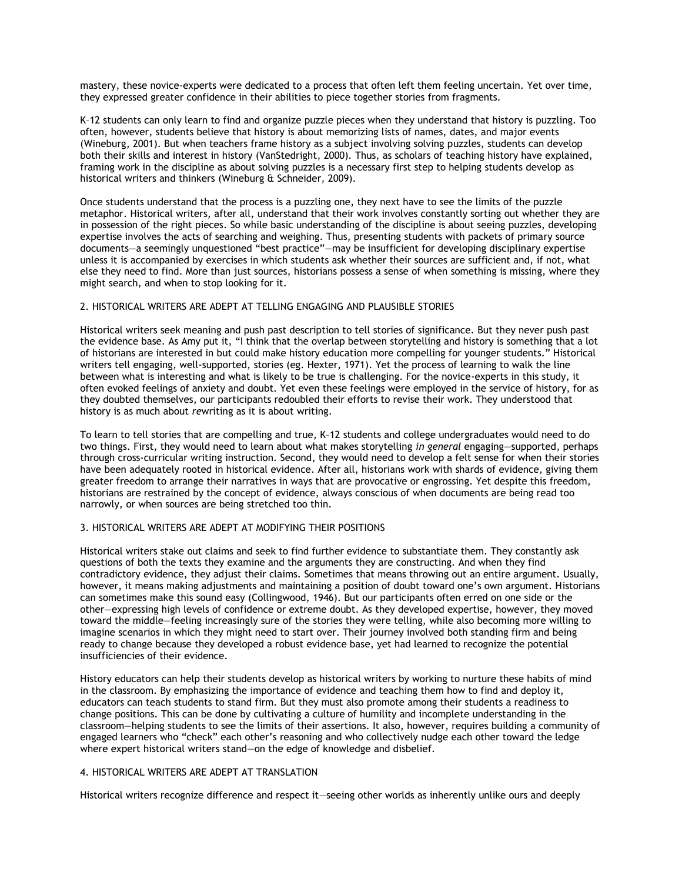mastery, these novice-experts were dedicated to a process that often left them feeling uncertain. Yet over time, they expressed greater confidence in their abilities to piece together stories from fragments.

K–12 students can only learn to find and organize puzzle pieces when they understand that history is puzzling. Too often, however, students believe that history is about memorizing lists of names, dates, and major events (Wineburg, 2001). But when teachers frame history as a subject involving solving puzzles, students can develop both their skills and interest in history (VanStedright, 2000). Thus, as scholars of teaching history have explained, framing work in the discipline as about solving puzzles is a necessary first step to helping students develop as historical writers and thinkers (Wineburg & Schneider, 2009).

Once students understand that the process is a puzzling one, they next have to see the limits of the puzzle metaphor. Historical writers, after all, understand that their work involves constantly sorting out whether they are in possession of the right pieces. So while basic understanding of the discipline is about seeing puzzles, developing expertise involves the acts of searching and weighing. Thus, presenting students with packets of primary source documents—a seemingly unquestioned "best practice"—may be insufficient for developing disciplinary expertise unless it is accompanied by exercises in which students ask whether their sources are sufficient and, if not, what else they need to find. More than just sources, historians possess a sense of when something is missing, where they might search, and when to stop looking for it.

## 2. HISTORICAL WRITERS ARE ADEPT AT TELLING ENGAGING AND PLAUSIBLE STORIES

Historical writers seek meaning and push past description to tell stories of significance. But they never push past the evidence base. As Amy put it, "I think that the overlap between storytelling and history is something that a lot of historians are interested in but could make history education more compelling for younger students." Historical writers tell engaging, well-supported, stories (eg. Hexter, 1971). Yet the process of learning to walk the line between what is interesting and what is likely to be true is challenging. For the novice-experts in this study, it often evoked feelings of anxiety and doubt. Yet even these feelings were employed in the service of history, for as they doubted themselves, our participants redoubled their efforts to revise their work. They understood that history is as much about *re*writing as it is about writing.

To learn to tell stories that are compelling and true, K–12 students and college undergraduates would need to do two things. First, they would need to learn about what makes storytelling *in general* engaging—supported, perhaps through cross-curricular writing instruction. Second, they would need to develop a felt sense for when their stories have been adequately rooted in historical evidence. After all, historians work with shards of evidence, giving them greater freedom to arrange their narratives in ways that are provocative or engrossing. Yet despite this freedom, historians are restrained by the concept of evidence, always conscious of when documents are being read too narrowly, or when sources are being stretched too thin.

## 3. HISTORICAL WRITERS ARE ADEPT AT MODIFYING THEIR POSITIONS

Historical writers stake out claims and seek to find further evidence to substantiate them. They constantly ask questions of both the texts they examine and the arguments they are constructing. And when they find contradictory evidence, they adjust their claims. Sometimes that means throwing out an entire argument. Usually, however, it means making adjustments and maintaining a position of doubt toward one's own argument. Historians can sometimes make this sound easy (Collingwood, 1946). But our participants often erred on one side or the other—expressing high levels of confidence or extreme doubt. As they developed expertise, however, they moved toward the middle—feeling increasingly sure of the stories they were telling, while also becoming more willing to imagine scenarios in which they might need to start over. Their journey involved both standing firm and being ready to change because they developed a robust evidence base, yet had learned to recognize the potential insufficiencies of their evidence.

History educators can help their students develop as historical writers by working to nurture these habits of mind in the classroom. By emphasizing the importance of evidence and teaching them how to find and deploy it, educators can teach students to stand firm. But they must also promote among their students a readiness to change positions. This can be done by cultivating a culture of humility and incomplete understanding in the classroom—helping students to see the limits of their assertions. It also, however, requires building a community of engaged learners who "check" each other's reasoning and who collectively nudge each other toward the ledge where expert historical writers stand—on the edge of knowledge and disbelief.

## 4. HISTORICAL WRITERS ARE ADEPT AT TRANSLATION

Historical writers recognize difference and respect it—seeing other worlds as inherently unlike ours and deeply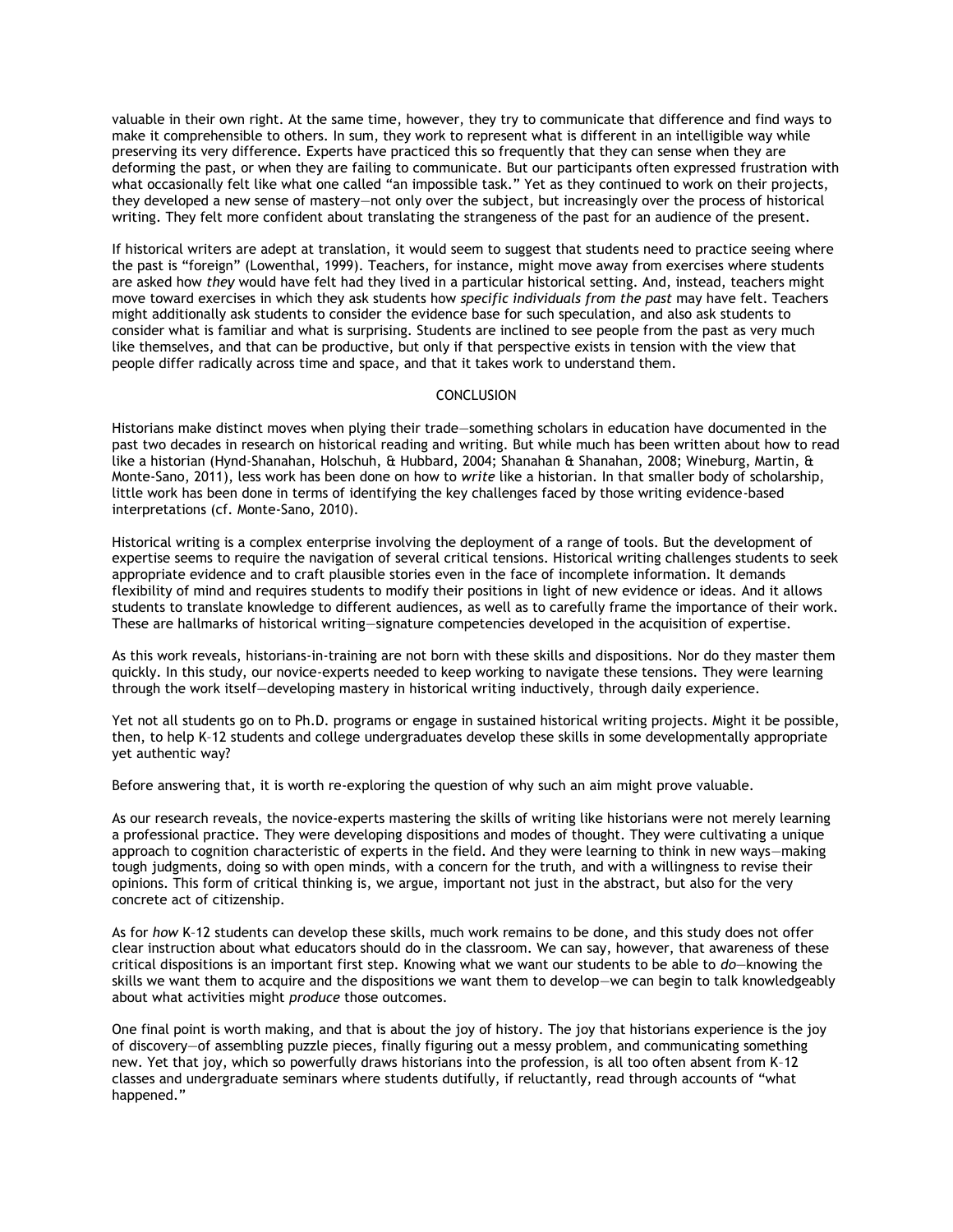valuable in their own right. At the same time, however, they try to communicate that difference and find ways to make it comprehensible to others. In sum, they work to represent what is different in an intelligible way while preserving its very difference. Experts have practiced this so frequently that they can sense when they are deforming the past, or when they are failing to communicate. But our participants often expressed frustration with what occasionally felt like what one called "an impossible task." Yet as they continued to work on their projects, they developed a new sense of mastery—not only over the subject, but increasingly over the process of historical writing. They felt more confident about translating the strangeness of the past for an audience of the present.

If historical writers are adept at translation, it would seem to suggest that students need to practice seeing where the past is "foreign" (Lowenthal, 1999). Teachers, for instance, might move away from exercises where students are asked how *they* would have felt had they lived in a particular historical setting. And, instead, teachers might move toward exercises in which they ask students how *specific individuals from the past* may have felt. Teachers might additionally ask students to consider the evidence base for such speculation, and also ask students to consider what is familiar and what is surprising. Students are inclined to see people from the past as very much like themselves, and that can be productive, but only if that perspective exists in tension with the view that people differ radically across time and space, and that it takes work to understand them.

## CONCLUSION

Historians make distinct moves when plying their trade—something scholars in education have documented in the past two decades in research on historical reading and writing. But while much has been written about how to read like a historian (Hynd-Shanahan, Holschuh, & Hubbard, 2004; Shanahan & Shanahan, 2008; Wineburg, Martin, & Monte-Sano, 2011), less work has been done on how to *write* like a historian. In that smaller body of scholarship, little work has been done in terms of identifying the key challenges faced by those writing evidence-based interpretations (cf. Monte-Sano, 2010).

Historical writing is a complex enterprise involving the deployment of a range of tools. But the development of expertise seems to require the navigation of several critical tensions. Historical writing challenges students to seek appropriate evidence and to craft plausible stories even in the face of incomplete information. It demands flexibility of mind and requires students to modify their positions in light of new evidence or ideas. And it allows students to translate knowledge to different audiences, as well as to carefully frame the importance of their work. These are hallmarks of historical writing—signature competencies developed in the acquisition of expertise.

As this work reveals, historians-in-training are not born with these skills and dispositions. Nor do they master them quickly. In this study, our novice-experts needed to keep working to navigate these tensions. They were learning through the work itself—developing mastery in historical writing inductively, through daily experience.

Yet not all students go on to Ph.D. programs or engage in sustained historical writing projects. Might it be possible, then, to help K–12 students and college undergraduates develop these skills in some developmentally appropriate yet authentic way?

Before answering that, it is worth re-exploring the question of why such an aim might prove valuable.

As our research reveals, the novice-experts mastering the skills of writing like historians were not merely learning a professional practice. They were developing dispositions and modes of thought. They were cultivating a unique approach to cognition characteristic of experts in the field. And they were learning to think in new ways—making tough judgments, doing so with open minds, with a concern for the truth, and with a willingness to revise their opinions. This form of critical thinking is, we argue, important not just in the abstract, but also for the very concrete act of citizenship.

As for *how* K–12 students can develop these skills, much work remains to be done, and this study does not offer clear instruction about what educators should do in the classroom. We can say, however, that awareness of these critical dispositions is an important first step. Knowing what we want our students to be able to *do*—knowing the skills we want them to acquire and the dispositions we want them to develop—we can begin to talk knowledgeably about what activities might *produce* those outcomes.

One final point is worth making, and that is about the joy of history. The joy that historians experience is the joy of discovery—of assembling puzzle pieces, finally figuring out a messy problem, and communicating something new. Yet that joy, which so powerfully draws historians into the profession, is all too often absent from K–12 classes and undergraduate seminars where students dutifully, if reluctantly, read through accounts of "what happened."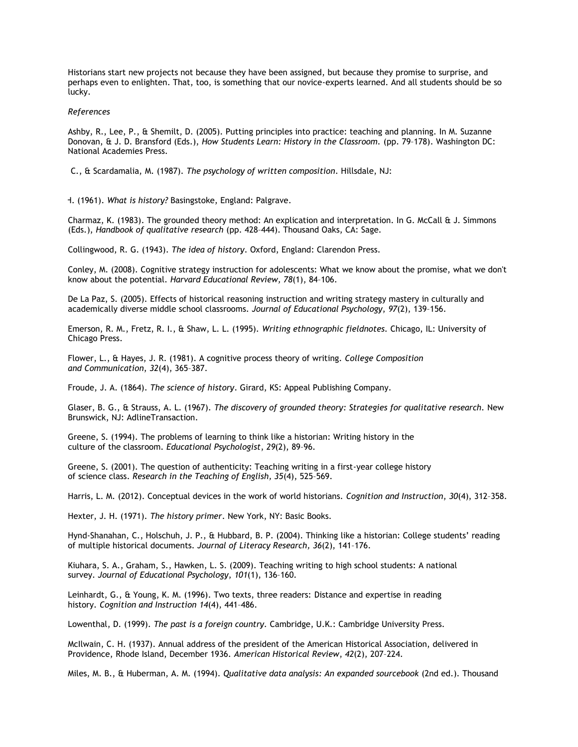Historians start new projects not because they have been assigned, but because they promise to surprise, and perhaps even to enlighten. That, too, is something that our novice-experts learned. And all students should be so lucky.

*References*

Ashby, R., Lee, P., & Shemilt, D. (2005). Putting principles into practice: teaching and planning. In M. Suzanne Donovan, & J. D. Bransford (Eds.), *How Students Learn: History in the Classroom.* (pp. 79–178). Washington DC: National Academies Press.

C., & Scardamalia, M. (1987). *The psychology of written composition*. Hillsdale, NJ:

H. (1961). *What is history?* Basingstoke, England: Palgrave.

Charmaz, K. (1983). The grounded theory method: An explication and interpretation. In G. McCall & J. Simmons (Eds.), *Handbook of qualitative research* (pp. 428–444). Thousand Oaks, CA: Sage.

Collingwood, R. G. (1943). *The idea of history*. Oxford, England: Clarendon Press.

Conley, M. (2008). Cognitive strategy instruction for adolescents: What we know about the promise, what we don't know about the potential. *Harvard Educational Review, 78*(1), 84–106.

De La Paz, S. (2005). Effects of historical reasoning instruction and writing strategy mastery in culturally and academically diverse middle school classrooms. *Journal of Educational Psychology, 97*(2), 139–156.

Emerson, R. M., Fretz, R. I., & Shaw, L. L. (1995). *Writing ethnographic fieldnotes*. Chicago, IL: University of Chicago Press.

Flower, L., & Hayes, J. R. (1981). A cognitive process theory of writing. *College Composition and Communication*, *32*(4), 365–387.

Froude, J. A. (1864). *The science of history*. Girard, KS: Appeal Publishing Company.

Glaser, B. G., & Strauss, A. L. (1967). *The discovery of grounded theory: Strategies for qualitative research*. New Brunswick, NJ: AdlineTransaction.

Greene, S. (1994). The problems of learning to think like a historian: Writing history in the culture of the classroom. *Educational Psychologist*, *29*(2), 89–96.

Greene, S. (2001). The question of authenticity: Teaching writing in a first-year college history of science class. *Research in the Teaching of English, 35*(4), 525–569.

Harris, L. M. (2012). Conceptual devices in the work of world historians. *Cognition and Instruction, 30*(4), 312–358.

Hexter, J. H. (1971). *The history primer*. New York, NY: Basic Books.

Hynd-Shanahan, C., Holschuh, J. P., & Hubbard, B. P. (2004). Thinking like a historian: College students' reading of multiple historical documents. *Journal of Literacy Research, 36*(2), 141–176.

Kiuhara, S. A., Graham, S., Hawken, L. S. (2009). Teaching writing to high school students: A national survey. *Journal of Educational Psychology, 101*(1), 136–160.

Leinhardt, G., & Young, K. M. (1996). Two texts, three readers: Distance and expertise in reading history. *Cognition and Instruction 14*(4), 441–486.

Lowenthal, D. (1999). *The past is a foreign country.* Cambridge, U.K.: Cambridge University Press.

McIlwain, C. H. (1937). Annual address of the president of the American Historical Association, delivered in Providence, Rhode Island, December 1936. *American Historical Review*, *42*(2), 207–224.

Miles, M. B., & Huberman, A. M. (1994). *Qualitative data analysis: An expanded sourcebook* (2nd ed.). Thousand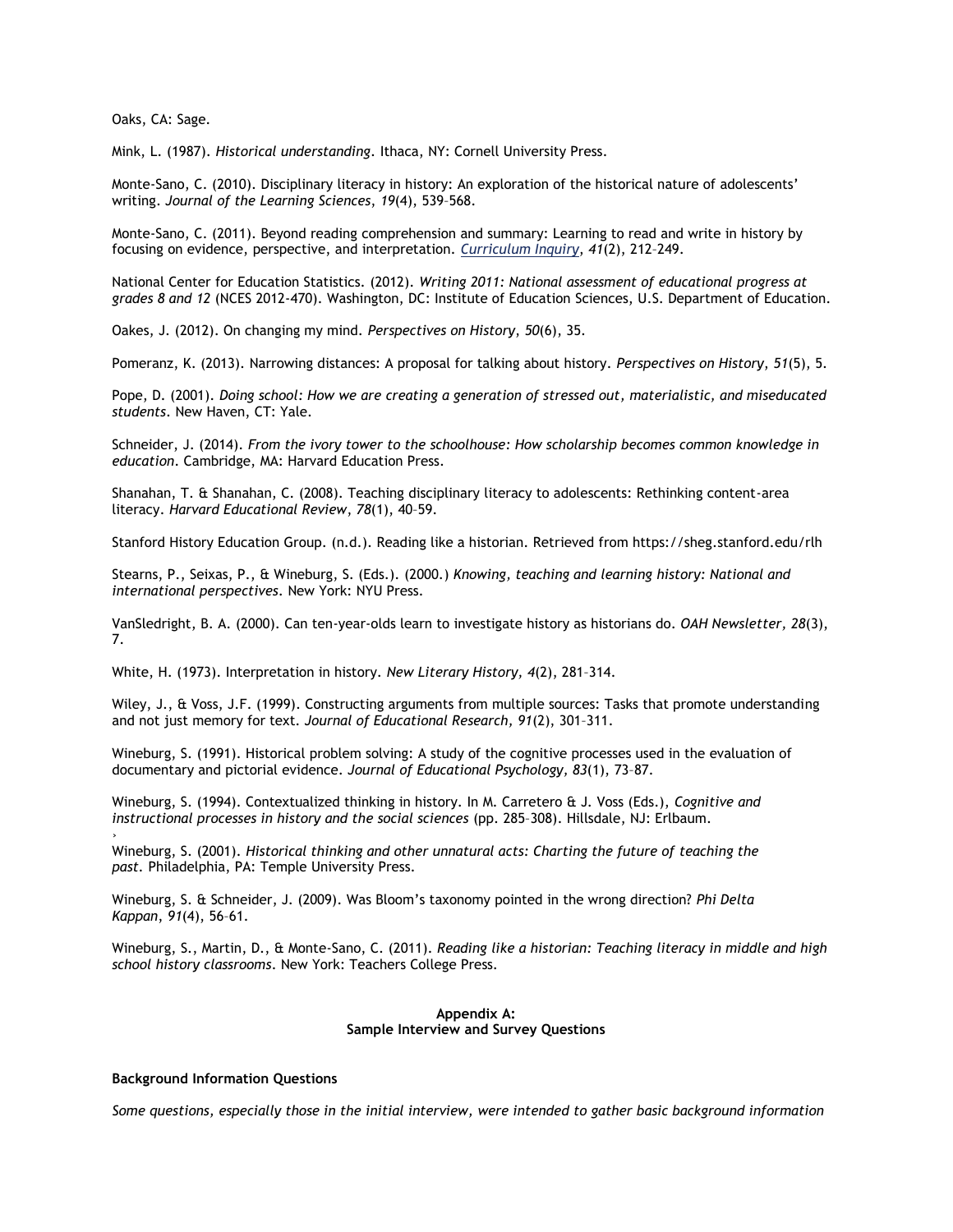Oaks, CA: Sage.

Mink, L. (1987). *Historical understanding*. Ithaca, NY: Cornell University Press.

Monte-Sano, C. (2010). Disciplinary literacy in history: An exploration of the historical nature of adolescents' writing. *Journal of the Learning Sciences*, *19*(4), 539–568.

Monte-Sano, C. (2011). Beyond reading comprehension and summary: Learning to read and write in history by focusing on evidence, perspective, and interpretation. *Curriculum Inquiry*, *41*(2), 212–249.

National Center for Education Statistics. (2012). *Writing 2011: National assessment of educational progress at grades 8 and 12* (NCES 2012-470). Washington, DC: Institute of Education Sciences, U.S. Department of Education.

Oakes, J. (2012). On changing my mind. *Perspectives on History*, *50*(6), 35.

Pomeranz, K. (2013). Narrowing distances: A proposal for talking about history. *Perspectives on History*, *51*(5), 5.

Pope, D. (2001). *Doing school: How we are creating a generation of stressed out, materialistic, and miseducated students*. New Haven, CT: Yale.

Schneider, J. (2014). *From the ivory tower to the schoolhouse: How scholarship becomes common knowledge in education*. Cambridge, MA: Harvard Education Press.

Shanahan, T. & Shanahan, C. (2008). Teaching disciplinary literacy to adolescents: Rethinking content-area literacy. *Harvard Educational Review*, *78*(1), 40–59.

Stanford History Education Group. (n.d.). Reading like a historian. Retrieved from https://sheg.stanford.edu/rlh

Stearns, P., Seixas, P., & Wineburg, S. (Eds.). (2000.) *Knowing, teaching and learning history: National and international perspectives*. New York: NYU Press.

VanSledright, B. A. (2000). Can ten-year-olds learn to investigate history as historians do. *OAH Newsletter, 28*(3), 7.

White, H. (1973). Interpretation in history. *New Literary History, 4*(2), 281–314.

Wiley, J., & Voss, J.F. (1999). Constructing arguments from multiple sources: Tasks that promote understanding and not just memory for text. *Journal of Educational Research, 91*(2), 301–311.

Wineburg, S. (1991). Historical problem solving: A study of the cognitive processes used in the evaluation of documentary and pictorial evidence. *Journal of Educational Psychology, 83*(1), 73–87.

Wineburg, S. (1994). Contextualized thinking in history. In M. Carretero & J. Voss (Eds.), *Cognitive and instructional processes in history and the social sciences* (pp. 285–308). Hillsdale, NJ: Erlbaum.

Wineburg, S. (2001). *Historical thinking and other unnatural acts: Charting the future of teaching the past*. Philadelphia, PA: Temple University Press.

Wineburg, S. & Schneider, J. (2009). Was Bloom's taxonomy pointed in the wrong direction? *Phi Delta Kappan*, *91*(4), 56–61.

Wineburg, S., Martin, D., & Monte-Sano, C. (2011). *Reading like a historian: Teaching literacy in middle and high school history classrooms*. New York: Teachers College Press.

## Appendix A: Sample Interview and Survey Questions

**Background Information Questions**

*Some questions, especially those in the initial interview, were intended to gather basic background information*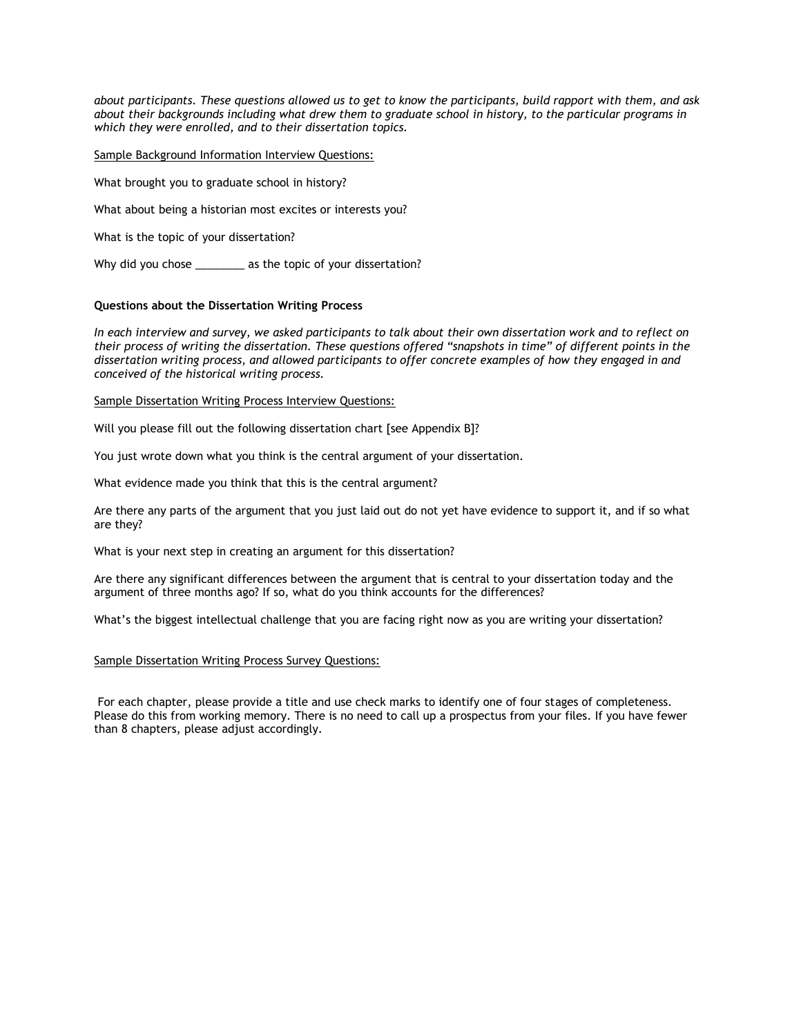*about participants. These questions allowed us to get to know the participants, build rapport with them, and ask about their backgrounds including what drew them to graduate school in history, to the particular programs in which they were enrolled, and to their dissertation topics.*

<u>Sample Background Information Interview Questions:</u>

What brought you to graduate school in history?

What about being a historian most excites or interests you?

What is the topic of your dissertation?

Why did you chose ________ as the topic of your dissertation?

**Questions about the Dissertation Writing Process**

*In each interview and survey, we asked participants to talk about their own dissertation work and to reflect on their process of writing the dissertation. These questions offered "snapshots in time" of different points in the dissertation writing process, and allowed participants to offer concrete examples of how they engaged in and conceived of the historical writing process.*

<u>Sample Dissertation Writing Process Interview Questions:</u>

Will you please fill out the following dissertation chart [see Appendix B]?

You just wrote down what you think is the central argument of your dissertation.

What evidence made you think that this is the central argument?

Are there any parts of the argument that you just laid out do not yet have evidence to support it, and if so what are they?

What is your next step in creating an argument for this dissertation?

Are there any significant differences between the argument that is central to your dissertation today and the argument of three months ago? If so, what do you think accounts for the differences?

What's the biggest intellectual challenge that you are facing right now as you are writing your dissertation?

<u>Sample Dissertation Writing Process Survey Questions:</u>

For each chapter, please provide a title and use check marks to identify one of four stages of completeness. Please do this from working memory. There is no need to call up a prospectus from your files. If you have fewer than 8 chapters, please adjust accordingly.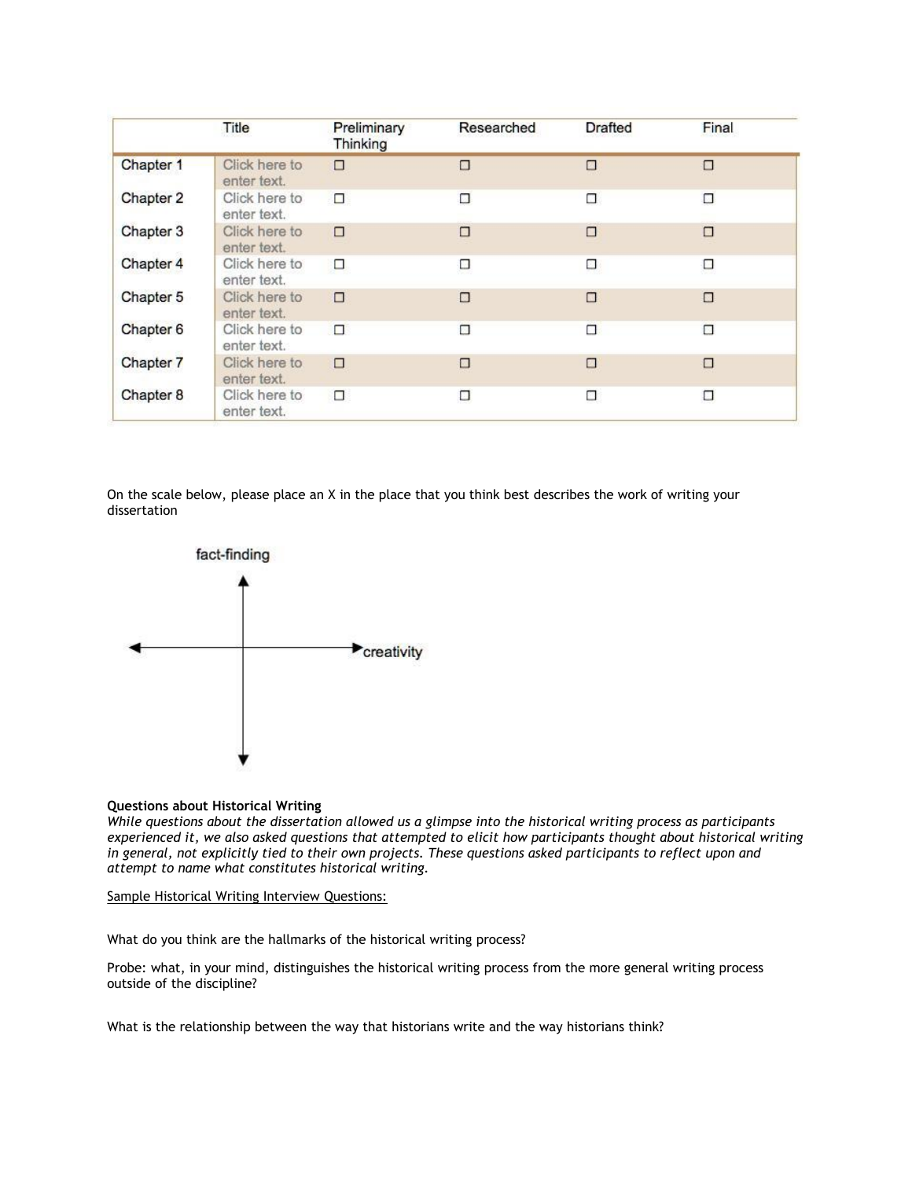|  | Title | Preliminary Thinking | Researched | Drafted | Final |
|---|---|---|---|---|---|
| Chapter 1 | Click here to enter text. | ☐ | ☐ | ☐ | ☐ |
| Chapter 2 | Click here to enter text. | ☐ | ☐ | ☐ | ☐ |
| Chapter 3 | Click here to enter text. | ☐ | ☐ | ☐ | ☐ |
| Chapter 4 | Click here to enter text. | ☐ | ☐ | ☐ | ☐ |
| Chapter 5 | Click here to enter text. | ☐ | ☐ | ☐ | ☐ |
| Chapter 6 | Click here to enter text. | ☐ | ☐ | ☐ | ☐ |
| Chapter 7 | Click here to enter text. | ☐ | ☐ | ☐ | ☐ |
| Chapter 8 | Click here to enter text. | ☐ | ☐ | ☐ | ☐ |

On the scale below, please place an X in the place that you think best describes the work of writing your dissertation

fact-finding

creativity

**Questions about Historical Writing**

*While questions about the dissertation allowed us a glimpse into the historical writing process as participants experienced it, we also asked questions that attempted to elicit how participants thought about historical writing in general, not explicitly tied to their own projects. These questions asked participants to reflect upon and attempt to name what constitutes historical writing.*

<u>Sample Historical Writing Interview Questions:</u>

What do you think are the hallmarks of the historical writing process?

Probe: what, in your mind, distinguishes the historical writing process from the more general writing process outside of the discipline?

What is the relationship between the way that historians write and the way historians think?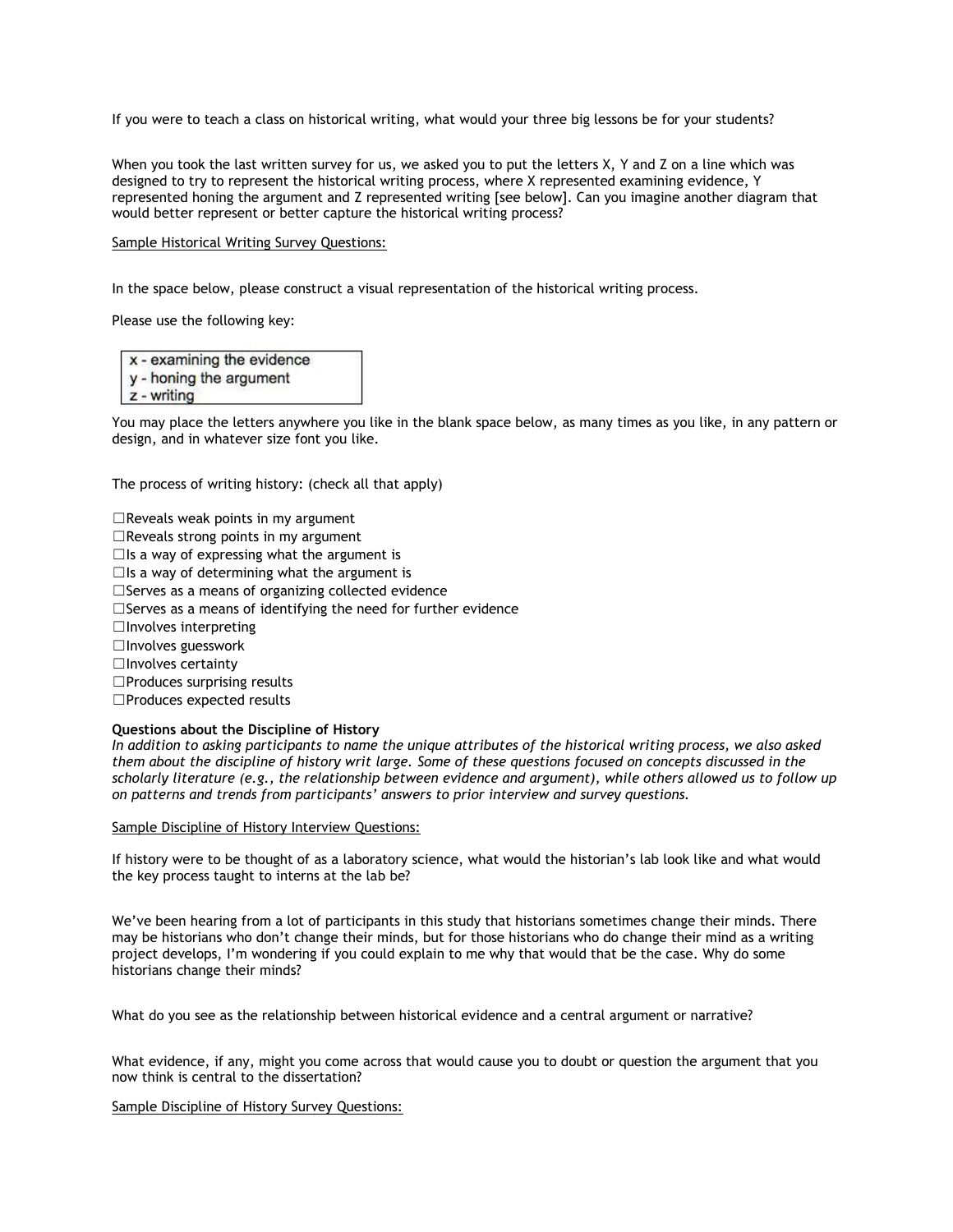If you were to teach a class on historical writing, what would your three big lessons be for your students?

When you took the last written survey for us, we asked you to put the letters X, Y and Z on a line which was designed to try to represent the historical writing process, where X represented examining evidence, Y represented honing the argument and Z represented writing [see below]. Can you imagine another diagram that would better represent or better capture the historical writing process?

Sample Historical Writing Survey Questions:

In the space below, please construct a visual representation of the historical writing process.

Please use the following key:

| x - examining the evidence |
|---|
| y - honing the argument |
| z - writing |

You may place the letters anywhere you like in the blank space below, as many times as you like, in any pattern or design, and in whatever size font you like.

The process of writing history: (check all that apply)

☐Reveals weak points in my argument
☐Reveals strong points in my argument
☐Is a way of expressing what the argument is
☐Is a way of determining what the argument is
☐Serves as a means of organizing collected evidence
☐Serves as a means of identifying the need for further evidence
☐Involves interpreting
☐Involves guesswork
☐Involves certainty
☐Produces surprising results
☐Produces expected results

**Questions about the Discipline of History**

*In addition to asking participants to name the unique attributes of the historical writing process, we also asked them about the discipline of history writ large. Some of these questions focused on concepts discussed in the scholarly literature (e.g., the relationship between evidence and argument), while others allowed us to follow up on patterns and trends from participants' answers to prior interview and survey questions.*

Sample Discipline of History Interview Questions:

If history were to be thought of as a laboratory science, what would the historian's lab look like and what would the key process taught to interns at the lab be?

We've been hearing from a lot of participants in this study that historians sometimes change their minds. There may be historians who don't change their minds, but for those historians who do change their mind as a writing project develops, I'm wondering if you could explain to me why that would that be the case. Why do some historians change their minds?

What do you see as the relationship between historical evidence and a central argument or narrative?

What evidence, if any, might you come across that would cause you to doubt or question the argument that you now think is central to the dissertation?

Sample Discipline of History Survey Questions: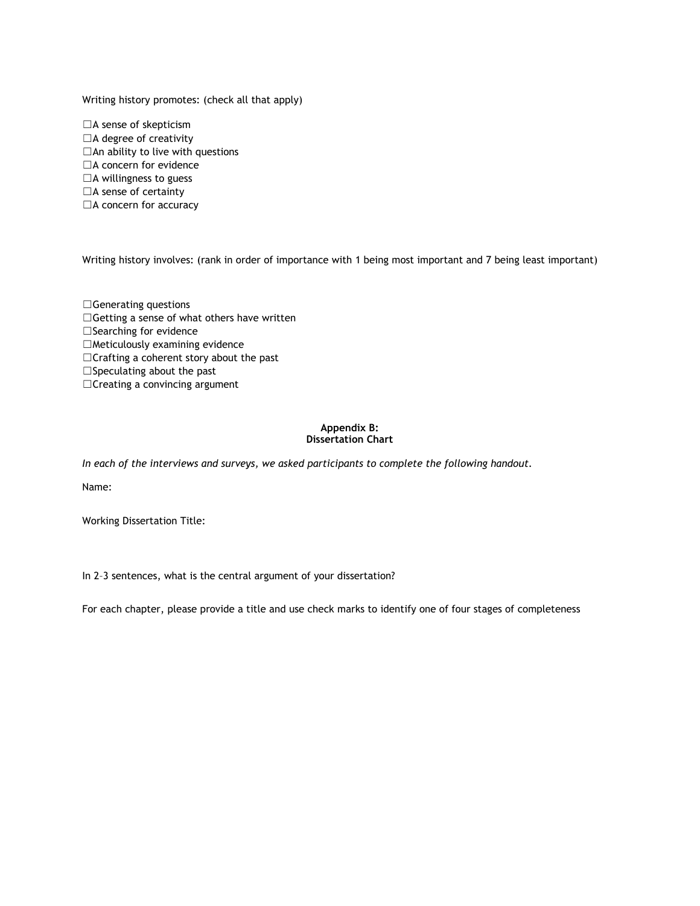Writing history promotes: (check all that apply)

☐A sense of skepticism
☐A degree of creativity
☐An ability to live with questions
☐A concern for evidence
☐A willingness to guess
☐A sense of certainty
☐A concern for accuracy

Writing history involves: (rank in order of importance with 1 being most important and 7 being least important)

☐Generating questions
☐Getting a sense of what others have written
☐Searching for evidence
☐Meticulously examining evidence
☐Crafting a coherent story about the past
☐Speculating about the past
☐Creating a convincing argument

## Appendix B:
## Dissertation Chart

*In each of the interviews and surveys, we asked participants to complete the following handout.*

Name:

Working Dissertation Title:

In 2–3 sentences, what is the central argument of your dissertation?

For each chapter, please provide a title and use check marks to identify one of four stages of completeness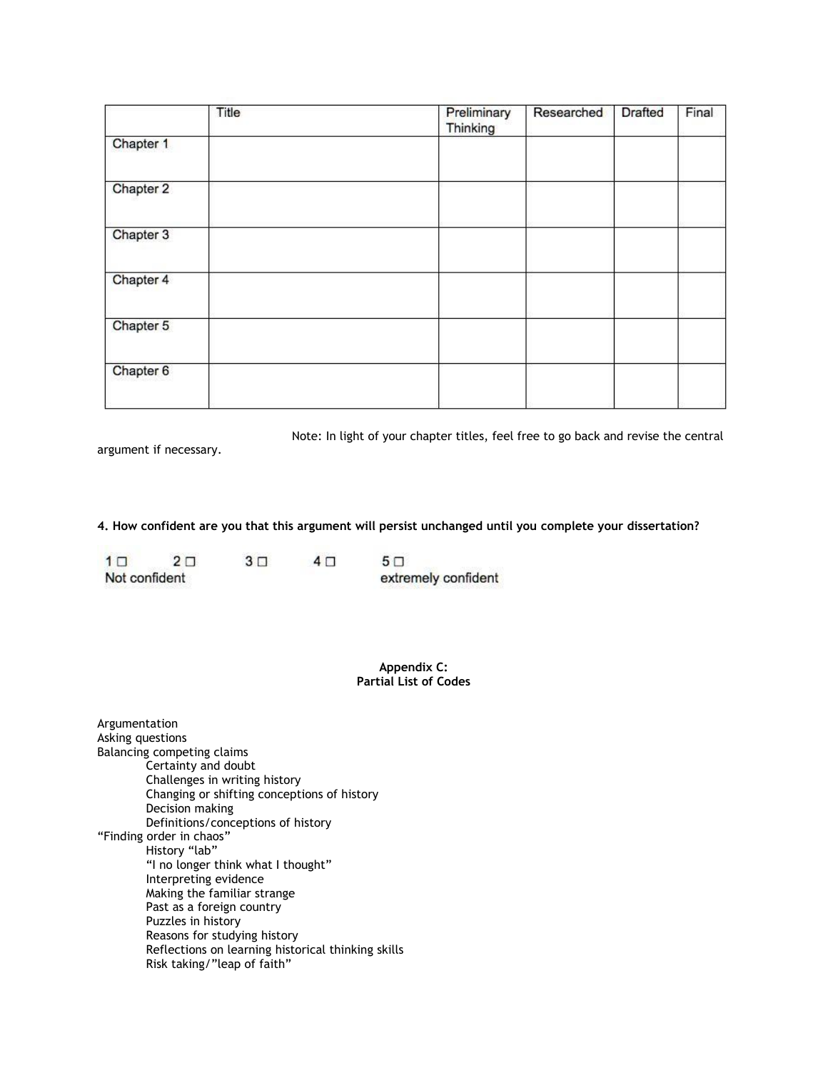| | Title | Preliminary Thinking | Researched | Drafted | Final |
|---|---|---|---|---|---|
| Chapter 1 | | | | | |
| Chapter 2 | | | | | |
| Chapter 3 | | | | | |
| Chapter 4 | | | | | |
| Chapter 5 | | | | | |
| Chapter 6 | | | | | |

Note: In light of your chapter titles, feel free to go back and revise the central argument if necessary.

**4. How confident are you that this argument will persist unchanged until you complete your dissertation?**

1 ☐ 2 ☐ 3 ☐ 4 ☐ 5 ☐
Not confident extremely confident

**Appendix C:**
**Partial List of Codes**

Argumentation
Asking questions
Balancing competing claims
- Certainty and doubt
- Challenges in writing history
- Changing or shifting conceptions of history
- Decision making
- Definitions/conceptions of history

"Finding order in chaos"
- History "lab"
- "I no longer think what I thought"
- Interpreting evidence
- Making the familiar strange
- Past as a foreign country
- Puzzles in history
- Reasons for studying history
- Reflections on learning historical thinking skills
- Risk taking/"leap of faith"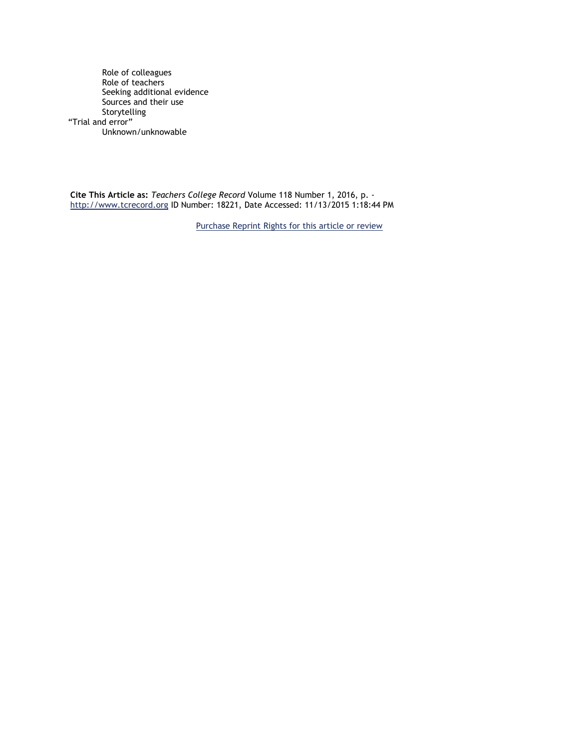Role of colleagues
Role of teachers
Seeking additional evidence
Sources and their use
Storytelling
"Trial and error"
Unknown/unknowable

**Cite This Article as:** *Teachers College Record* Volume 118 Number 1, 2016, p. - http://www.tcrecord.org ID Number: 18221, Date Accessed: 11/13/2015 1:18:44 PM

Purchase Reprint Rights for this article or review